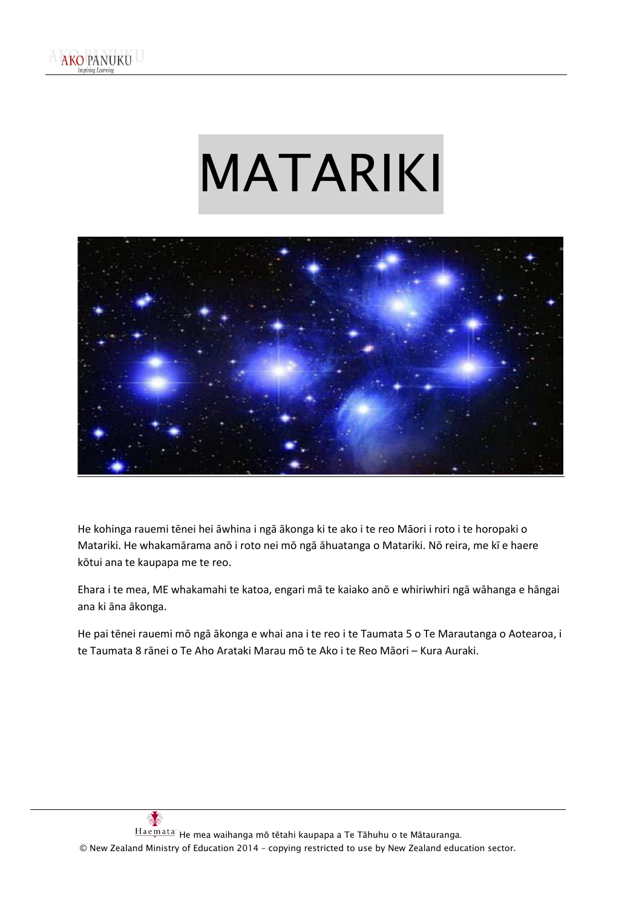# MATARIKI

He kohinga rauemi tēnei hei āwhina i ngā ākonga ki te ako i te reo Māori i roto i te horopaki o Matariki. He whakamārama anō i roto nei mō ngā āhuatanga o Matariki. Nō reira, me kī e haere kōtui ana te kaupapa me te reo.

Ehara i te mea, ME whakamahi te katoa, engari mā te kaiako anō e whiriwhiri ngā wāhanga e hāngai ana ki āna ākonga.

He pai tēnei rauemi mō ngā ākonga e whai ana i te reo i te Taumata 5 o Te Marautanga o Aotearoa, i te Taumata 8 rānei o Te Aho Arataki Marau mō te Ako i te Reo Māori – Kura Auraki.

He mea waihanga mō tētahi kaupapa a Te Tāhuhu o te Mātauranga.

© New Zealand Ministry of Education 2014 – copying restricted to use by New Zealand education sector.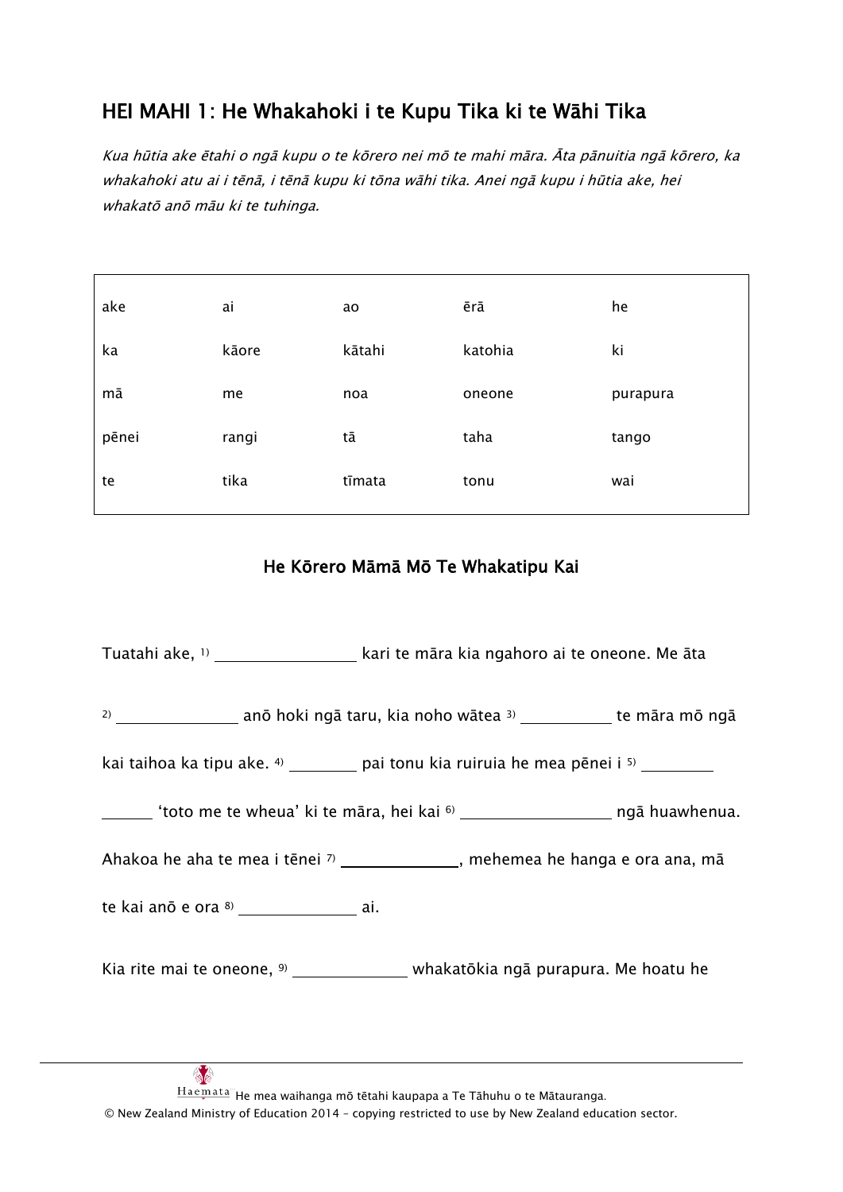## HEI MAHI 1: He Whakahoki i te Kupu Tika ki te Wāhi Tika

*Kua hūtia ake ētahi o ngā kupu o te kōrero nei mō te mahi māra. Āta pānuitia ngā kōrero, ka whakahoki atu ai i tēnā, i tēnā kupu ki tōna wāhi tika. Anei ngā kupu i hūtia ake, hei whakatō anō māu ki te tuhinga.*

| | | | | |
|---|---|---|---|---|
| ake | ai | ao | ērā | he |
| ka | kāore | kātahi | katohia | ki |
| mā | me | noa | oneone | purapura |
| pēnei | rangi | tā | taha | tango |
| te | tika | tīmata | tonu | wai |

### He Kōrero Māmā Mō Te Whakatipu Kai

Tuatahi ake, [1] ________________ kari te māra kia ngahoro ai te oneone. Me āta [2] ______________ anō hoki ngā taru, kia noho wātea [3] __________ te māra mō ngā kai taihoa ka tipu ake. [4] ________ pai tonu kia ruiruia he mea pēnei i [5] ________ ______ 'toto me te wheua' ki te māra, hei kai [6] _________________ ngā huawhenua. Ahakoa he aha te mea i tēnei [7] ______________, mehemea he hanga e ora ana, mā te kai anō e ora [8] ______________ ai.

Kia rite mai te oneone, [9] _____________ whakatōkia ngā purapura. Me hoatu he

He mea waihanga mō tētahi kaupapa a Te Tāhuhu o te Mātauranga.
© New Zealand Ministry of Education 2014 – copying restricted to use by New Zealand education sector.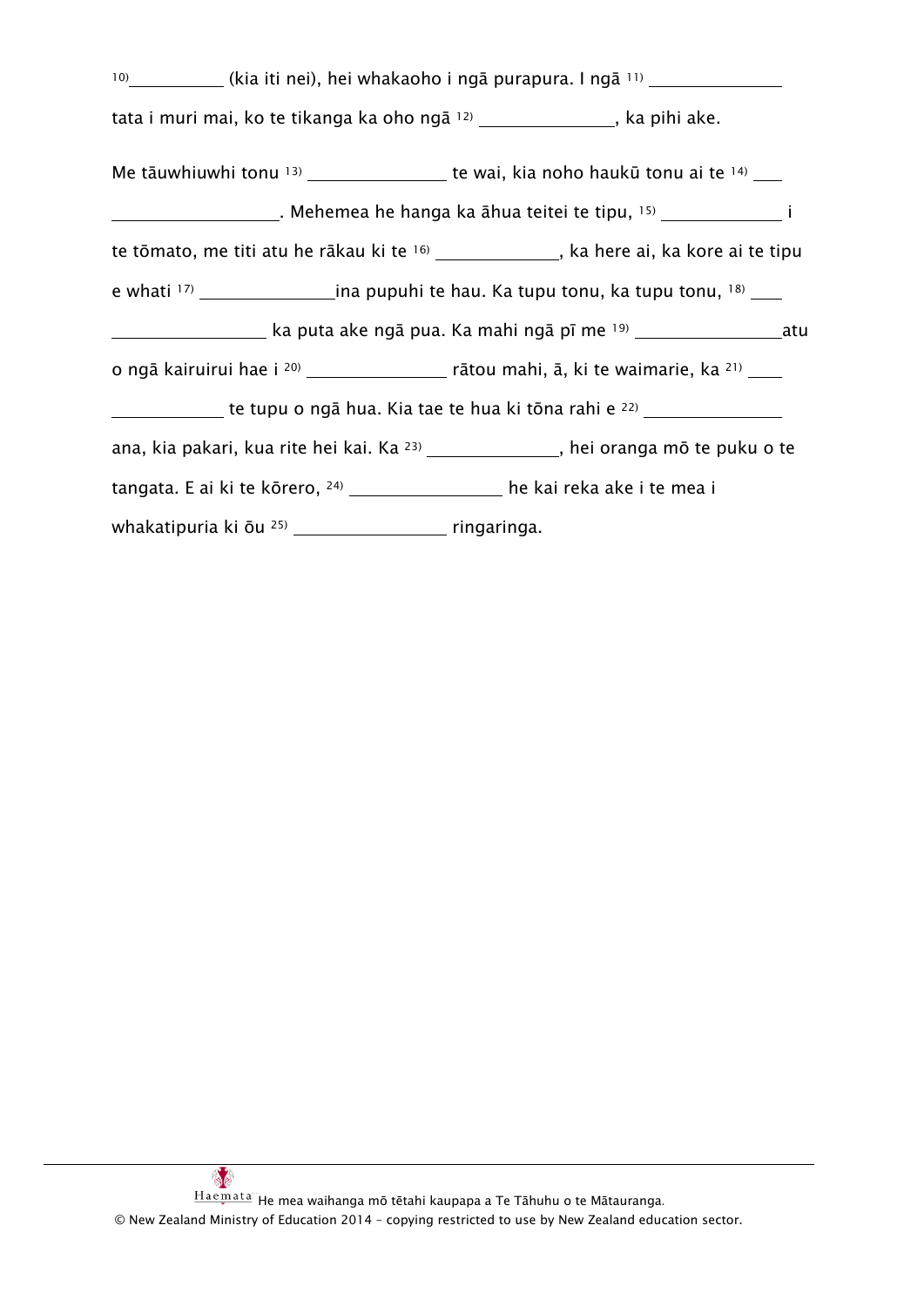[10]__________ (kia iti nei), hei whakaoho i ngā purapura. I ngā [11] ______________ tata i muri mai, ko te tikanga ka oho ngā [12] ______________, ka pihi ake.

Me tāuwhiuwhi tonu [13] ______________ te wai, kia noho haukū tonu ai te [14] ___ ________________. Mehemea he hanga ka āhua teitei te tipu, [15] _____________ i te tōmato, me titi atu he rākau ki te [16] _____________, ka here ai, ka kore ai te tipu e whati [17] ______________ina pupuhi te hau. Ka tupu tonu, ka tupu tonu, [18] ___ _______________ ka puta ake ngā pua. Ka mahi ngā pī me [19] _______________atu o ngā kairuirui hae i [20] ______________ rātou mahi, ā, ki te waimarie, ka [21] ___ ___________ te tupu o ngā hua. Kia tae te hua ki tōna rahi e [22] ______________ ana, kia pakari, kua rite hei kai. Ka [23] ______________, hei oranga mō te puku o te tangata. E ai ki te kōrero, [24] ________________ he kai reka ake i te mea i whakatipuria ki ōu [25] ________________ ringaringa.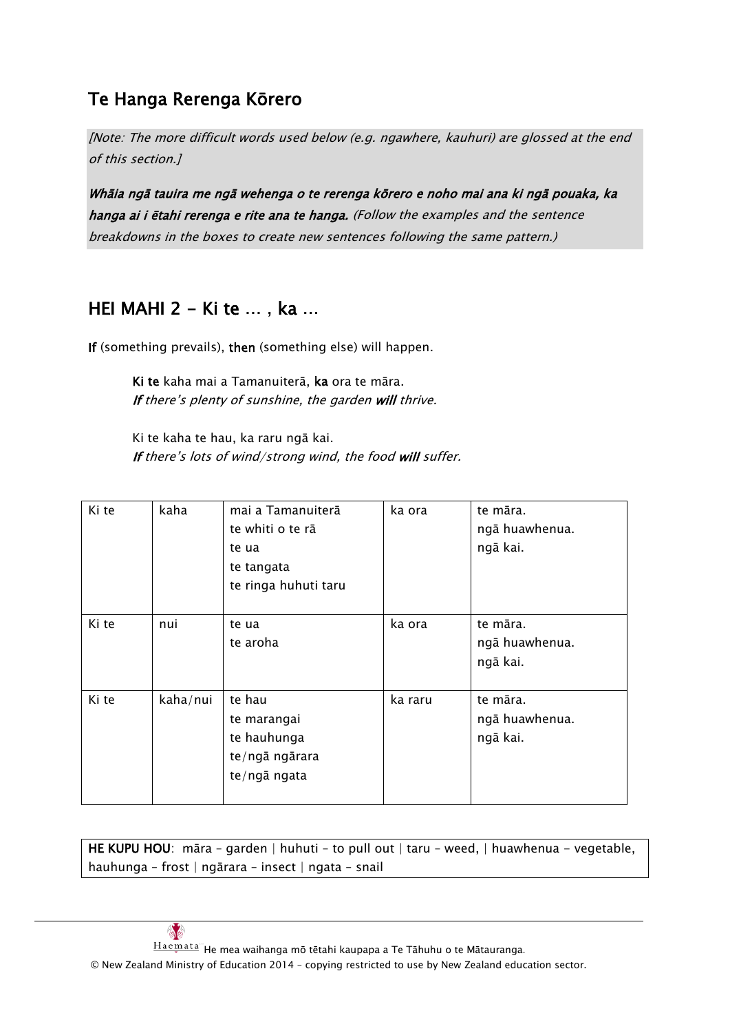## Te Hanga Rerenga Kōrero

*[Note: The more difficult words used below (e.g. ngawhere, kauhuri) are glossed at the end of this section.]*

***Whāia ngā tauira me ngā wehenga o te rerenga kōrero e noho mai ana ki ngā pouaka, ka hanga ai i ētahi rerenga e rite ana te hanga.*** *(Follow the examples and the sentence breakdowns in the boxes to create new sentences following the same pattern.)*

## HEI MAHI 2 – Ki te … , ka …

**If** (something prevails), **then** (something else) will happen.

> **Ki te** kaha mai a Tamanuiterā, **ka** ora te māra.
> ***If*** *there's plenty of sunshine, the garden* ***will*** *thrive.*
>
> Ki te kaha te hau, ka raru ngā kai.
> ***If*** *there's lots of wind/strong wind, the food* ***will*** *suffer.*

| | | | | |
|---|---|---|---|---|
| Ki te | kaha | mai a Tamanuiterā<br>te whiti o te rā<br>te ua<br>te tangata<br>te ringa huhuti taru | ka ora | te māra.<br>ngā huawhenua.<br>ngā kai. |
| Ki te | nui | te ua<br>te aroha | ka ora | te māra.<br>ngā huawhenua.<br>ngā kai. |
| Ki te | kaha/nui | te hau<br>te marangai<br>te hauhunga<br>te/ngā ngārara<br>te/ngā ngata | ka raru | te māra.<br>ngā huawhenua.<br>ngā kai. |

**HE KUPU HOU**: māra – garden | huhuti – to pull out | taru – weed, | huawhenua – vegetable, hauhunga – frost | ngārara – insect | ngata – snail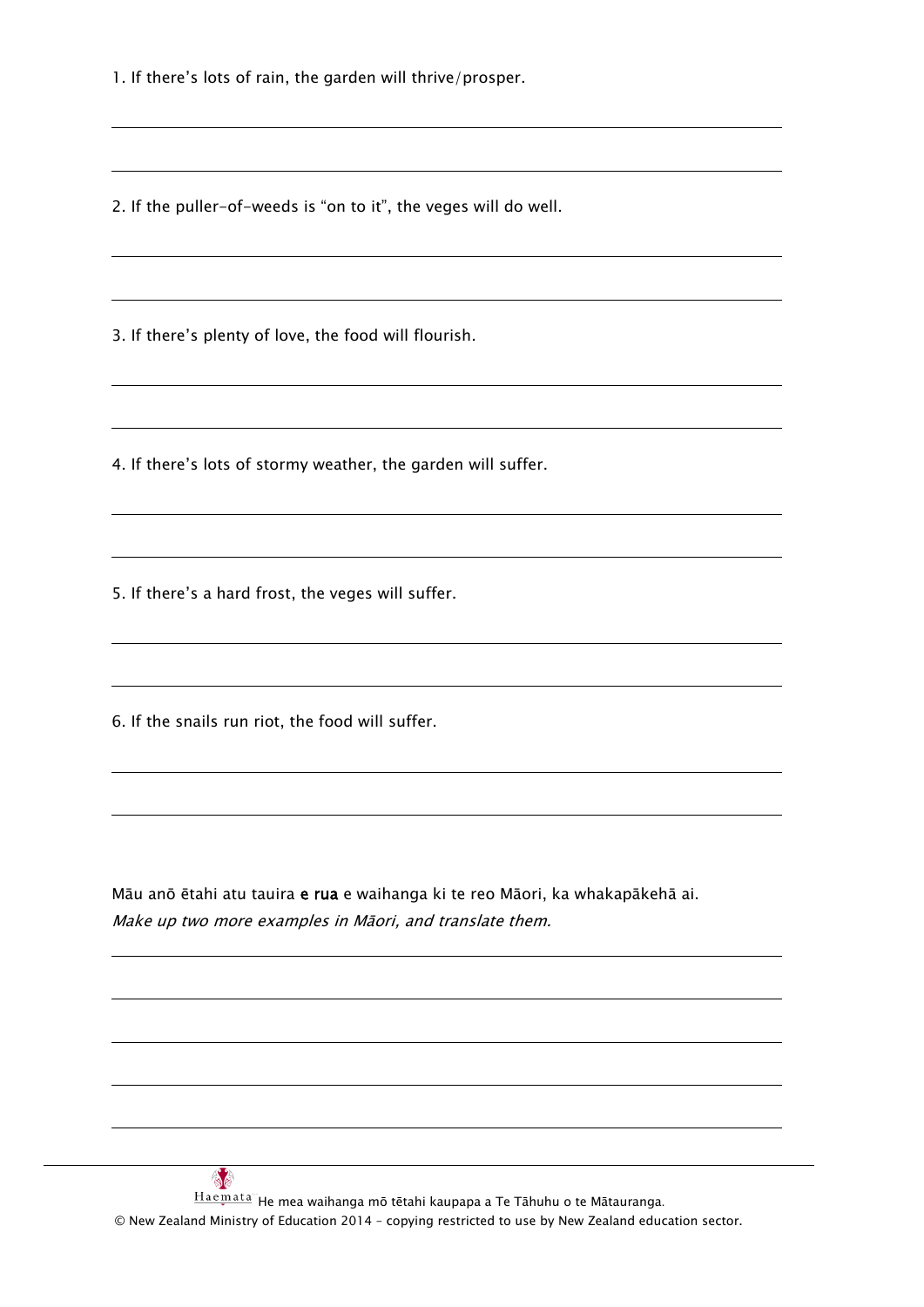1. If there's lots of rain, the garden will thrive/prosper.

2. If the puller-of-weeds is "on to it", the veges will do well.

3. If there's plenty of love, the food will flourish.

4. If there's lots of stormy weather, the garden will suffer.

5. If there's a hard frost, the veges will suffer.

6. If the snails run riot, the food will suffer.

Māu anō ētahi atu tauira **e rua** e waihanga ki te reo Māori, ka whakapākehā ai.
*Make up two more examples in Māori, and translate them.*

He mea waihanga mō tētahi kaupapa a Te Tāhuhu o te Mātauranga.
© New Zealand Ministry of Education 2014 – copying restricted to use by New Zealand education sector.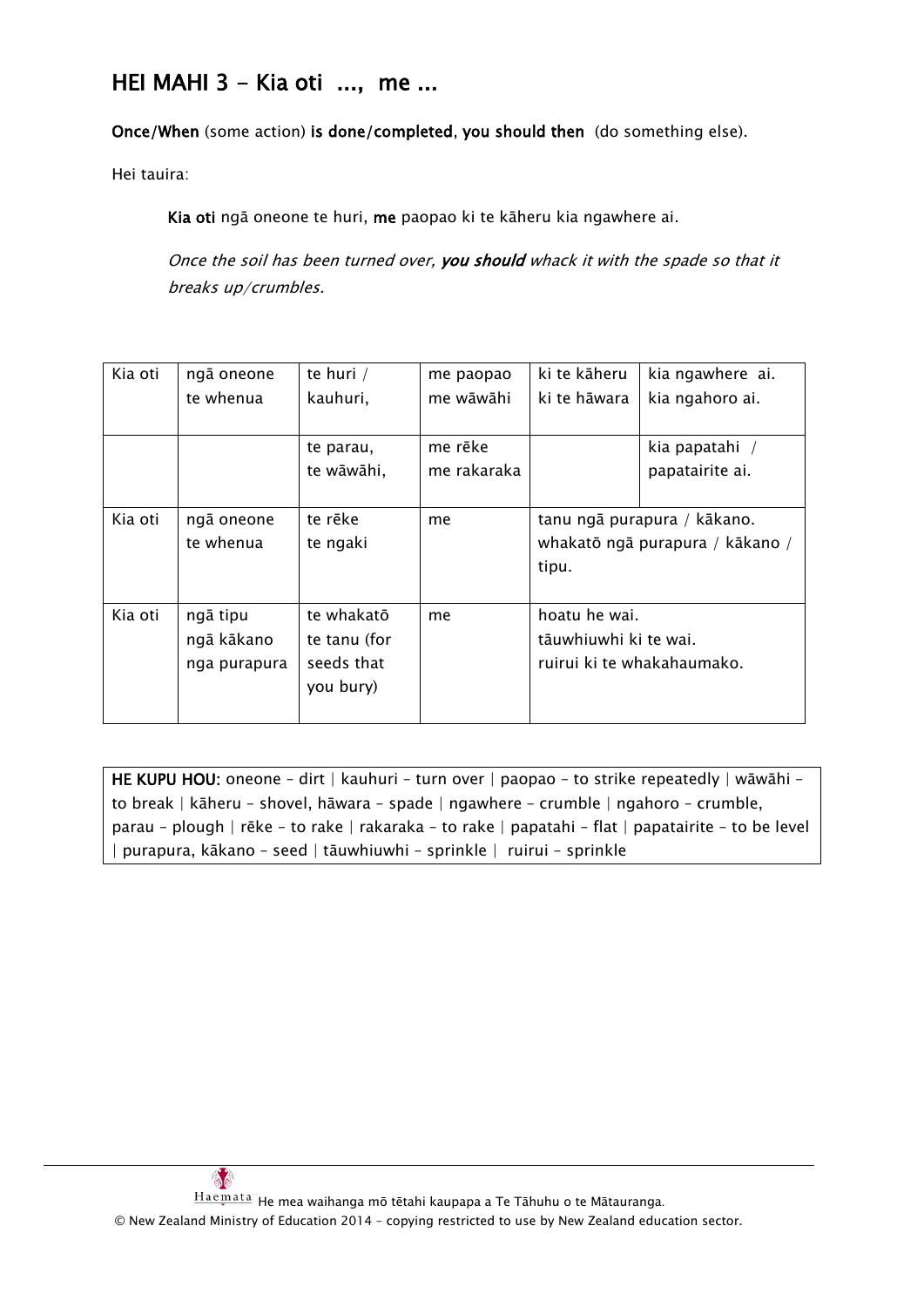## HEI MAHI 3 - Kia oti ..., me ...

**Once/When** (some action) **is done/completed**, **you should then** (do something else).

Hei tauira:

> **Kia oti** ngā oneone te huri, **me** paopao ki te kāheru kia ngawhere ai.
>
> *Once the soil has been turned over, **you should** whack it with the spade so that it breaks up/crumbles.*

| Kia oti | ngā oneone<br>te whenua | te huri /<br>kauhuri, | me paopao<br>me wāwāhi | ki te kāheru<br>ki te hāwara | kia ngawhere ai.<br>kia ngahoro ai. |
|---|---|---|---|---|---|
| | | te parau,<br>te wāwāhi, | me rēke<br>me rakaraka | | kia papatahi /<br>papatairite ai. |
| Kia oti | ngā oneone<br>te whenua | te rēke<br>te ngaki | me | tanu ngā purapura / kākano.<br>whakatō ngā purapura / kākano / tipu. | |
| Kia oti | ngā tipu<br>ngā kākano<br>nga purapura | te whakatō<br>te tanu (for seeds that you bury) | me | hoatu he wai.<br>tāuwhiuwhi ki te wai.<br>ruirui ki te whakahaumako. | |

**HE KUPU HOU:** oneone – dirt | kauhuri – turn over | paopao – to strike repeatedly | wāwāhi – to break | kāheru – shovel, hāwara – spade | ngawhere – crumble | ngahoro – crumble, parau – plough | rēke – to rake | rakaraka – to rake | papatahi – flat | papatairite – to be level | purapura, kākano – seed | tāuwhiuwhi – sprinkle | ruirui – sprinkle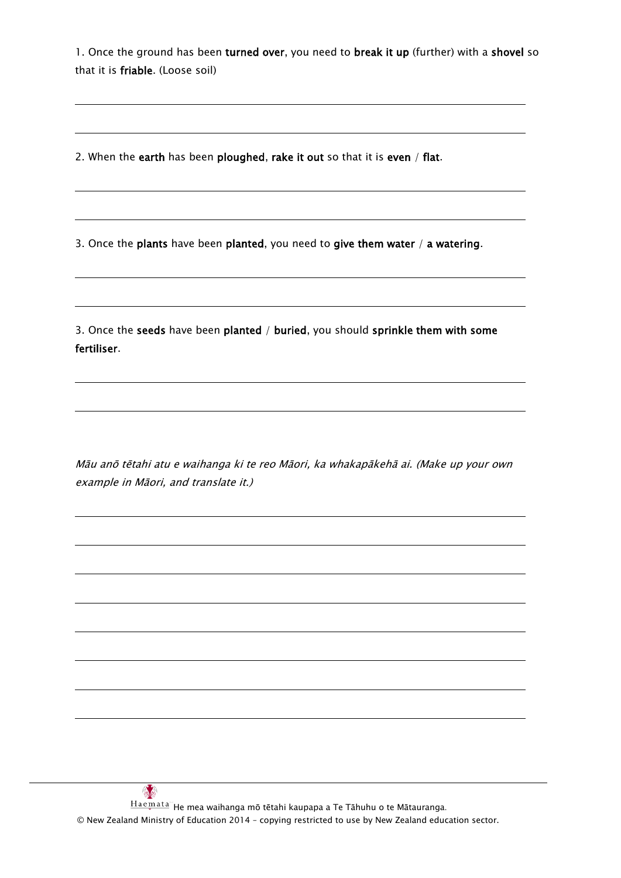1. Once the ground has been **turned over**, you need to **break it up** (further) with a **shovel** so that it is **friable**. (Loose soil)

2. When the **earth** has been **ploughed**, **rake it out** so that it is **even** / **flat**.

3. Once the **plants** have been **planted**, you need to **give them water** / **a watering**.

3. Once the **seeds** have been **planted** / **buried**, you should **sprinkle them with some fertiliser**.

*Māu anō tētahi atu e waihanga ki te reo Māori, ka whakapākehā ai. (Make up your own example in Māori, and translate it.)*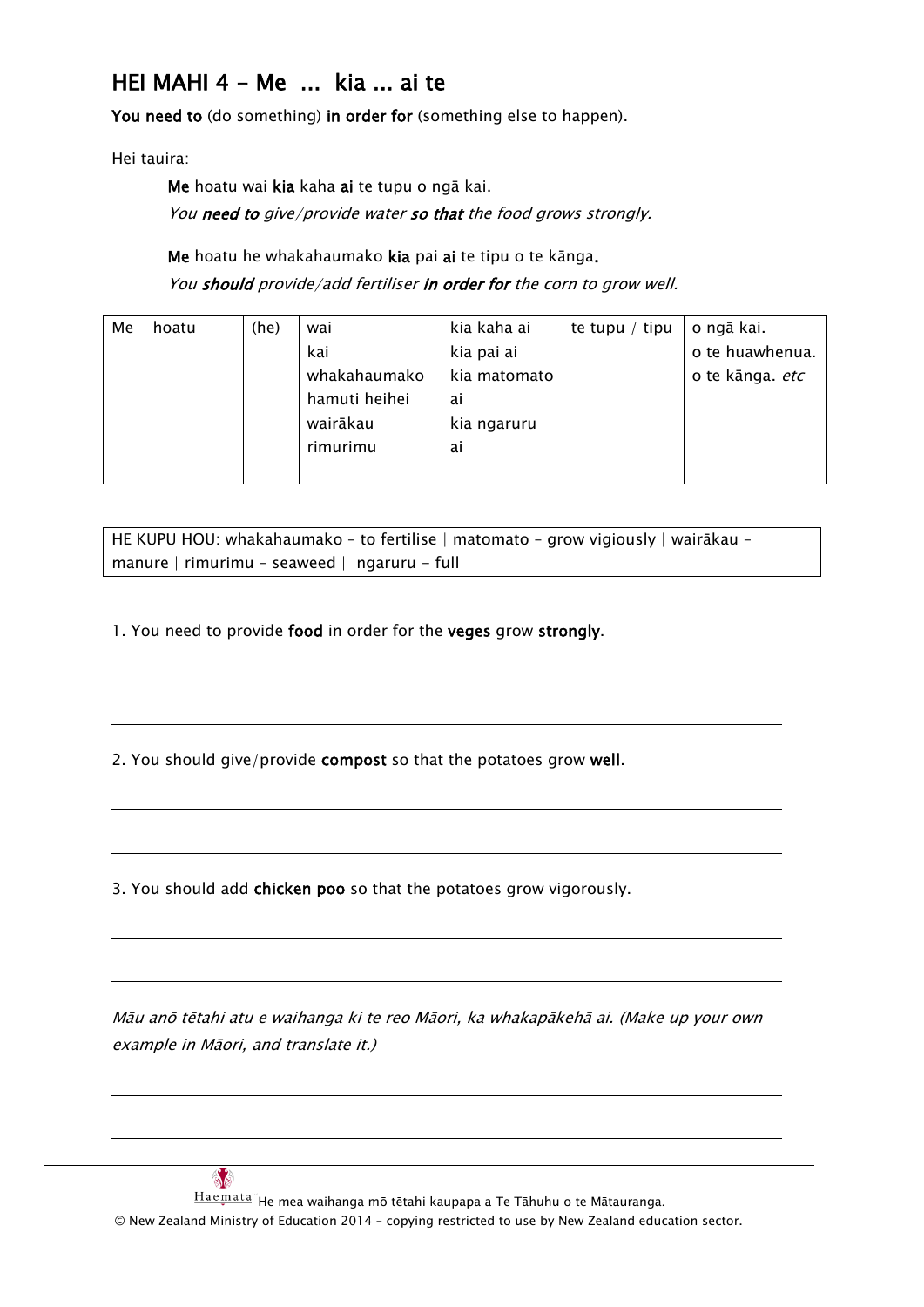## HEI MAHI 4 – Me ... kia ... ai te

**You need to** (do something) **in order for** (something else to happen).

Hei tauira:

> **Me** hoatu wai **kia** kaha **ai** te tupu o ngā kai.
> *You* ***need to*** *give/provide water* ***so that*** *the food grows strongly.*
>
> **Me** hoatu he whakahaumako **kia** pai **ai** te tipu o te kānga**.**
> *You* ***should*** *provide/add fertiliser* ***in order for*** *the corn to grow well.*

| Me | hoatu | (he) | wai<br>kai<br>whakahaumako<br>hamuti heihei<br>wairākau<br>rimurimu | kia kaha ai<br>kia pai ai<br>kia matomato ai<br>kia ngaruru ai | te tupu / tipu | o ngā kai.<br>o te huawhenua.<br>o te kānga. *etc* |
|---|---|---|---|---|---|---|

HE KUPU HOU: whakahaumako – to fertilise | matomato – grow vigiously | wairākau – manure | rimurimu – seaweed | ngaruru – full

1. You need to provide **food** in order for the **veges** grow **strongly**.

___

___

2. You should give/provide **compost** so that the potatoes grow **well**.

___

___

3. You should add **chicken poo** so that the potatoes grow vigorously.

___

___

*Māu anō tētahi atu e waihanga ki te reo Māori, ka whakapākehā ai. (Make up your own example in Māori, and translate it.)*

___

___

Haemata He mea waihanga mō tētahi kaupapa a Te Tāhuhu o te Mātauranga.
© New Zealand Ministry of Education 2014 – copying restricted to use by New Zealand education sector.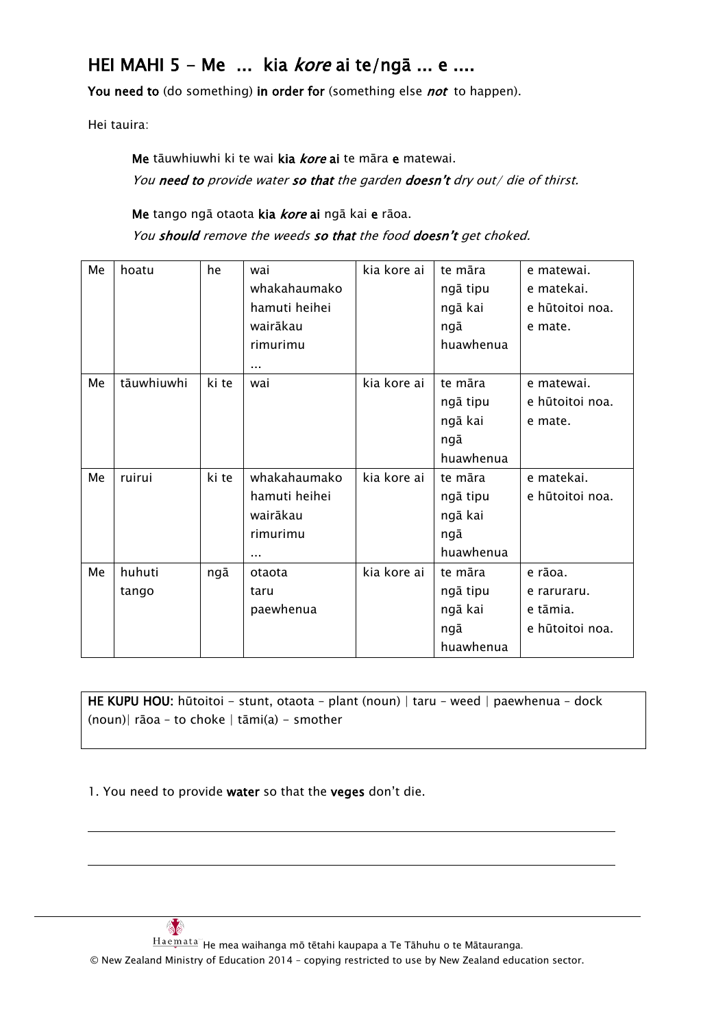## HEI MAHI 5 - Me ... kia *kore* ai te/ngā ... e ....

**You need to** (do something) **in order for** (something else ***not*** to happen).

Hei tauira:

> **Me** tāuwhiuwhi ki te wai **kia *kore* ai** te māra **e** matewai.
> *You **need to** provide water **so that** the garden **doesn't** dry out/ die of thirst.*
>
> **Me** tango ngā otaota **kia *kore* ai** ngā kai **e** rāoa.
> *You **should** remove the weeds **so that** the food **doesn't** get choked.*

| Me | hoatu | he | wai<br>whakahaumako<br>hamuti heihei<br>wairākau<br>rimurimu<br>... | kia kore ai | te māra<br>ngā tipu<br>ngā kai<br>ngā huawhenua | e matewai.<br>e matekai.<br>e hūtoitoi noa.<br>e mate. |
|---|---|---|---|---|---|---|
| Me | tāuwhiuwhi | ki te | wai | kia kore ai | te māra<br>ngā tipu<br>ngā kai<br>ngā huawhenua | e matewai.<br>e hūtoitoi noa.<br>e mate. |
| Me | ruirui | ki te | whakahaumako<br>hamuti heihei<br>wairākau<br>rimurimu<br>... | kia kore ai | te māra<br>ngā tipu<br>ngā kai<br>ngā huawhenua | e matekai.<br>e hūtoitoi noa. |
| Me | huhuti<br>tango | ngā | otaota<br>taru<br>paewhenua | kia kore ai | te māra<br>ngā tipu<br>ngā kai<br>ngā huawhenua | e rāoa.<br>e raruraru.<br>e tāmia.<br>e hūtoitoi noa. |

**HE KUPU HOU:** hūtoitoi - stunt, otaota – plant (noun) | taru – weed | paewhenua – dock (noun)| rāoa – to choke | tāmi(a) - smother

1. You need to provide **water** so that the **veges** don't die.

\_\_\_\_\_\_\_\_\_\_\_\_\_\_\_\_\_\_\_\_\_\_\_\_\_\_\_\_\_\_\_\_\_\_\_\_\_\_\_\_\_\_\_\_\_\_\_\_\_\_\_\_\_\_\_\_\_\_

\_\_\_\_\_\_\_\_\_\_\_\_\_\_\_\_\_\_\_\_\_\_\_\_\_\_\_\_\_\_\_\_\_\_\_\_\_\_\_\_\_\_\_\_\_\_\_\_\_\_\_\_\_\_\_\_\_\_

Haemata He mea waihanga mō tētahi kaupapa a Te Tāhuhu o te Mātauranga.
© New Zealand Ministry of Education 2014 – copying restricted to use by New Zealand education sector.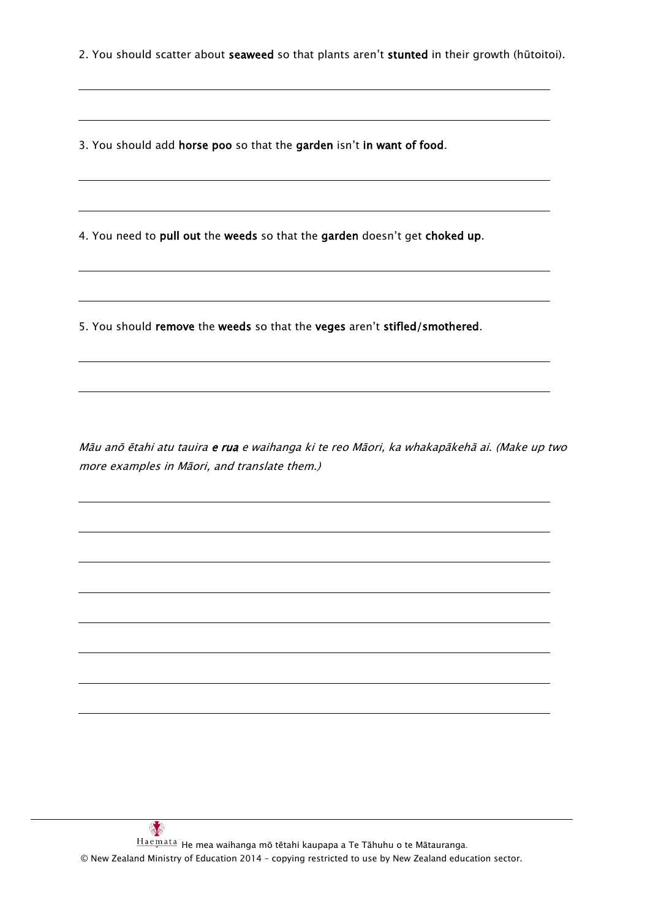2. You should scatter about **seaweed** so that plants aren't **stunted** in their growth (hūtoitoi).

3. You should add **horse poo** so that the **garden** isn't **in want of food**.

4. You need to **pull out** the **weeds** so that the **garden** doesn't get **choked up**.

5. You should **remove** the **weeds** so that the **veges** aren't **stifled/smothered**.

*Māu anō ētahi atu tauira* ***e rua*** *e waihanga ki te reo Māori, ka whakapākehā ai. (Make up two more examples in Māori, and translate them.)*

He mea waihanga mō tētahi kaupapa a Te Tāhuhu o te Mātauranga.
© New Zealand Ministry of Education 2014 – copying restricted to use by New Zealand education sector.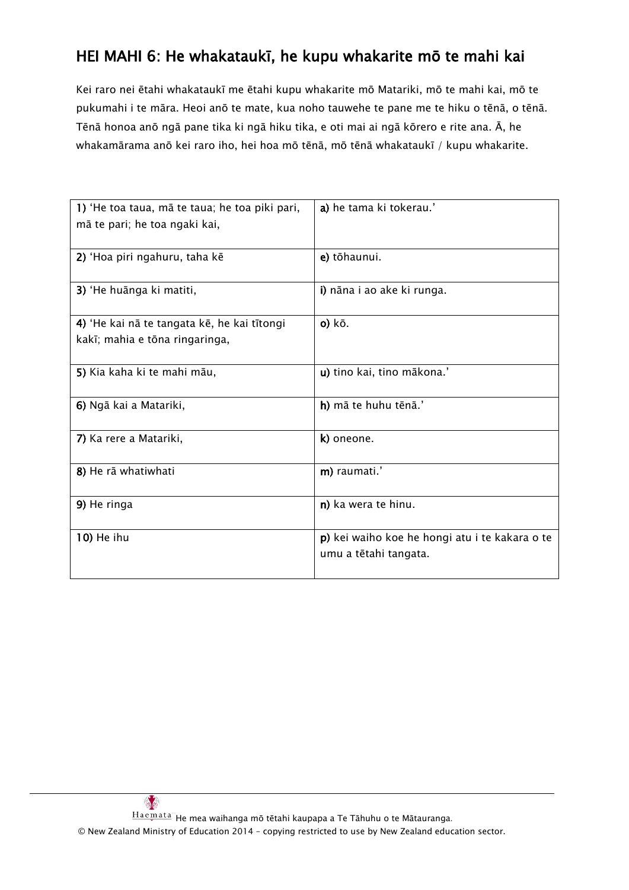## HEI MAHI 6: He whakataukī, he kupu whakarite mō te mahi kai

Kei raro nei ētahi whakataukī me ētahi kupu whakarite mō Matariki, mō te mahi kai, mō te pukumahi i te māra. Heoi anō te mate, kua noho tauwehe te pane me te hiku o tēnā, o tēnā. Tēnā honoa anō ngā pane tika ki ngā hiku tika, e oti mai ai ngā kōrero e rite ana. Ā, he whakamārama anō kei raro iho, hei hoa mō tēnā, mō tēnā whakataukī / kupu whakarite.

| | |
|---|---|
| **1)** 'He toa taua, mā te taua; he toa piki pari, mā te pari; he toa ngaki kai, | **a)** he tama ki tokerau.' |
| **2)** 'Hoa piri ngahuru, taha kē | **e)** tōhaunui. |
| **3)** 'He huānga ki matiti, | **i)** nāna i ao ake ki runga. |
| **4)** 'He kai nā te tangata kē, he kai tītongi kakī; mahia e tōna ringaringa, | **o)** kō. |
| **5)** Kia kaha ki te mahi māu, | **u)** tino kai, tino mākona.' |
| **6)** Ngā kai a Matariki, | **h)** mā te huhu tēnā.' |
| **7)** Ka rere a Matariki, | **k)** oneone. |
| **8)** He rā whatiwhati | **m)** raumati.' |
| **9)** He ringa | **n)** ka wera te hinu. |
| **10)** He ihu | **p)** kei waiho koe he hongi atu i te kakara o te umu a tētahi tangata. |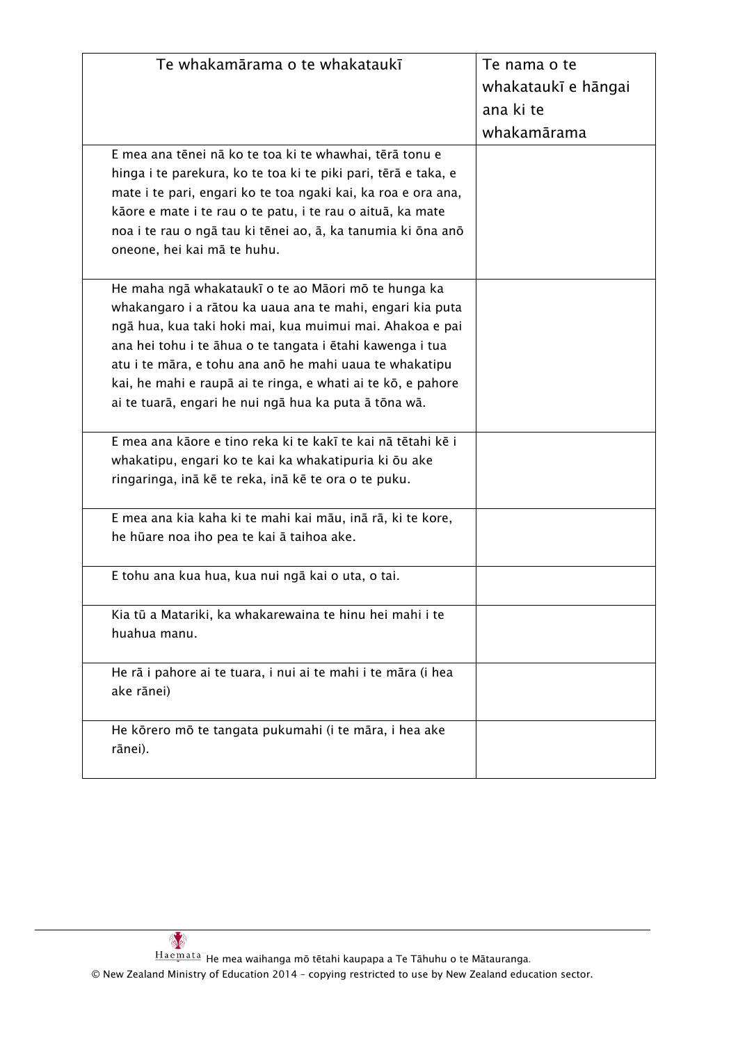| Te whakamārama o te whakataukī | Te nama o te whakataukī e hāngai ana ki te whakamārama |
|---|---|
| E mea ana tēnei nā ko te toa ki te whawhai, tērā tonu e hinga i te parekura, ko te toa ki te piki pari, tērā e taka, e mate i te pari, engari ko te toa ngaki kai, ka roa e ora ana, kāore e mate i te rau o te patu, i te rau o aituā, ka mate noa i te rau o ngā tau ki tēnei ao, ā, ka tanumia ki ōna anō oneone, hei kai mā te huhu. | |
| He maha ngā whakataukī o te ao Māori mō te hunga ka whakangaro i a rātou ka uaua ana te mahi, engari kia puta ngā hua, kua taki hoki mai, kua muimui mai. Ahakoa e pai ana hei tohu i te āhua o te tangata i ētahi kawenga i tua atu i te māra, e tohu ana anō he mahi uaua te whakatipu kai, he mahi e raupā ai te ringa, e whati ai te kō, e pahore ai te tuarā, engari he nui ngā hua ka puta ā tōna wā. | |
| E mea ana kāore e tino reka ki te kakī te kai nā tētahi kē i whakatipu, engari ko te kai ka whakatipuria ki ōu ake ringaringa, inā kē te reka, inā kē te ora o te puku. | |
| E mea ana kia kaha ki te mahi kai māu, inā rā, ki te kore, he hūare noa iho pea te kai ā taihoa ake. | |
| E tohu ana kua hua, kua nui ngā kai o uta, o tai. | |
| Kia tū a Matariki, ka whakarewaina te hinu hei mahi i te huahua manu. | |
| He rā i pahore ai te tuara, i nui ai te mahi i te māra (i hea ake rānei) | |
| He kōrero mō te tangata pukumahi (i te māra, i hea ake rānei). | |

Haemata He mea waihanga mō tētahi kaupapa a Te Tāhuhu o te Mātauranga.
© New Zealand Ministry of Education 2014 – copying restricted to use by New Zealand education sector.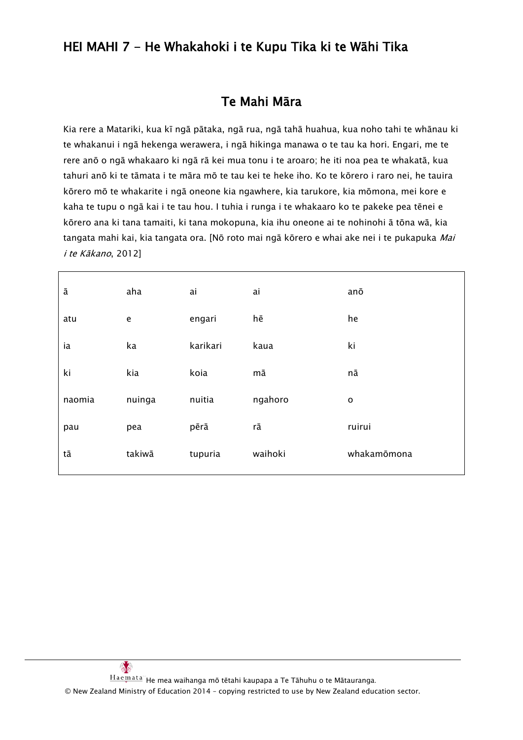## HEI MAHI 7 - He Whakahoki i te Kupu Tika ki te Wāhi Tika

### Te Mahi Māra

Kia rere a Matariki, kua kī ngā pātaka, ngā rua, ngā tahā huahua, kua noho tahi te whānau ki te whakanui i ngā hekenga werawera, i ngā hikinga manawa o te tau ka hori. Engari, me te rere anō o ngā whakaaro ki ngā rā kei mua tonu i te aroaro; he iti noa pea te whakatā, kua tahuri anō ki te tāmata i te māra mō te tau kei te heke iho. Ko te kōrero i raro nei, he tauira kōrero mō te whakarite i ngā oneone kia ngawhere, kia tarukore, kia mōmona, mei kore e kaha te tupu o ngā kai i te tau hou. I tuhia i runga i te whakaaro ko te pakeke pea tēnei e kōrero ana ki tana tamaiti, ki tana mokopuna, kia ihu oneone ai te nohinohi ā tōna wā, kia tangata mahi kai, kia tangata ora. [Nō roto mai ngā kōrero e whai ake nei i te pukapuka *Mai i te Kākano*, 2012]

| | | | | |
|---|---|---|---|---|
| ā | aha | ai | ai | anō |
| atu | e | engari | hē | he |
| ia | ka | karikari | kaua | ki |
| ki | kia | koia | mā | nā |
| naomia | nuinga | nuitia | ngahoro | o |
| pau | pea | pērā | rā | ruirui |
| tā | takiwā | tupuria | waihoki | whakamōmona |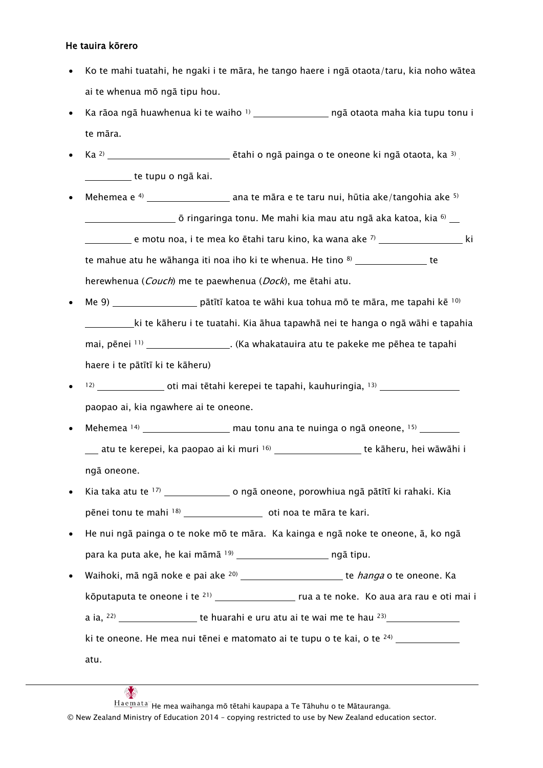**He tauira kōrero**

- Ko te mahi tuatahi, he ngaki i te māra, he tango haere i ngā otaota/taru, kia noho wātea ai te whenua mō ngā tipu hou.
- Ka rāoa ngā huawhenua ki te waiho [1] _______________ ngā otaota maha kia tupu tonu i te māra.
- Ka [2] ________________________ ētahi o ngā painga o te oneone ki ngā otaota, ka [3] _________ te tupu o ngā kai.
- Mehemea e [4] ________________ ana te māra e te taru nui, hūtia ake/tangohia ake [5] _________________ ō ringaringa tonu. Me mahi kia mau atu ngā aka katoa, kia [6] ___________ e motu noa, i te mea ko ētahi taru kino, ka wana ake [7] ________________ ki te mahue atu he wāhanga iti noa iho ki te whenua. He tino [8] ______________ te herewhenua (*Couch*) me te paewhenua (*Dock*), me ētahi atu.
- Me 9) ________________ pātītī katoa te wāhi kua tohua mō te māra, me tapahi kē [10] _________ki te kāheru i te tuatahi. Kia āhua tapawhā nei te hanga o ngā wāhi e tapahia mai, pēnei [11] ________________. (Ka whakatauira atu te pakeke me pēhea te tapahi haere i te pātītī ki te kāheru)
- [12] _____________ oti mai tētahi kerepei te tapahi, kauhuringia, [13] ________________ paopao ai, kia ngawhere ai te oneone.
- Mehemea [14] _________________ mau tonu ana te nuinga o ngā oneone, [15] ___________ atu te kerepei, ka paopao ai ki muri [16] _________________ te kāheru, hei wāwāhi i ngā oneone.
- Kia taka atu te [17] _____________ o ngā oneone, porowhiua ngā pātītī ki rahaki. Kia pēnei tonu te mahi [18] _______________ oti noa te māra te kari.
- He nui ngā painga o te noke mō te māra. Ka kainga e ngā noke te oneone, ā, ko ngā para ka puta ake, he kai māmā [19] __________________ ngā tipu.
- Waihoki, mā ngā noke e pai ake [20] ____________________ te *hanga* o te oneone. Ka kōputaputa te oneone i te [21] ________________ rua a te noke. Ko aua ara rau e oti mai i a ia, [22] _______________ te huarahi e uru atu ai te wai me te hau [23] ______________ ki te oneone. He mea nui tēnei e matomato ai te tupu o te kai, o te [24] _____________ atu.

Haemata He mea waihanga mō tētahi kaupapa a Te Tāhuhu o te Mātauranga.
© New Zealand Ministry of Education 2014 – copying restricted to use by New Zealand education sector.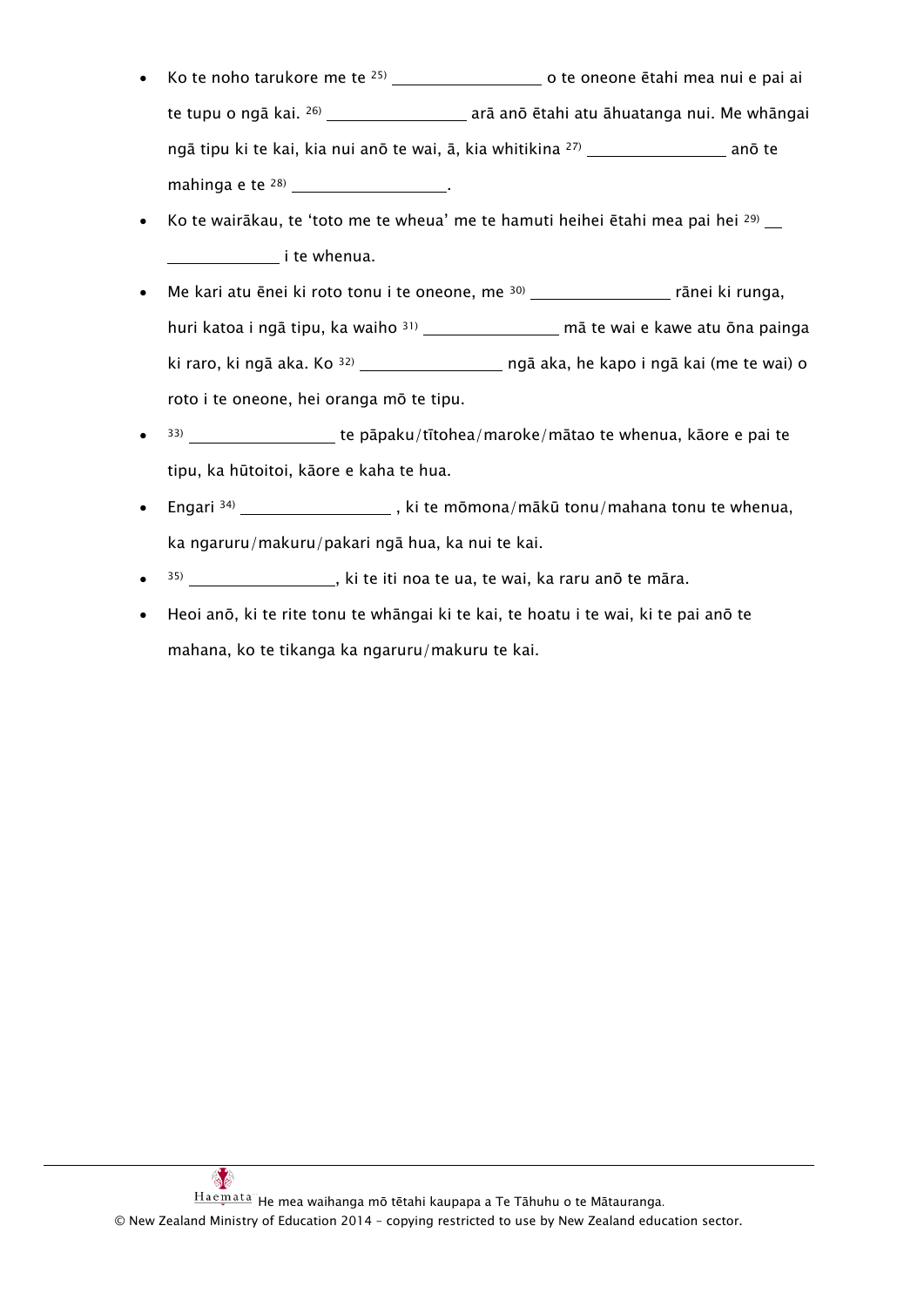- Ko te noho tarukore me te [25] ________________ o te oneone ētahi mea nui e pai ai te tupu o ngā kai. [26] ________________ arā anō ētahi atu āhuatanga nui. Me whāngai ngā tipu ki te kai, kia nui anō te wai, ā, kia whitikina [27] ________________ anō te mahinga e te [28] ________________.
- Ko te wairākau, te 'toto me te wheua' me te hamuti heihei ētahi mea pai hei [29] ________________ i te whenua.
- Me kari atu ēnei ki roto tonu i te oneone, me [30] ________________ rānei ki runga, huri katoa i ngā tipu, ka waiho [31] ________________ mā te wai e kawe atu ōna painga ki raro, ki ngā aka. Ko [32] ________________ ngā aka, he kapo i ngā kai (me te wai) o roto i te oneone, hei oranga mō te tipu.
- [33] ________________ te pāpaku/tītohea/maroke/mātao te whenua, kāore e pai te tipu, ka hūtoitoi, kāore e kaha te hua.
- Engari [34] ________________ , ki te mōmona/mākū tonu/mahana tonu te whenua, ka ngaruru/makuru/pakari ngā hua, ka nui te kai.
- [35] ________________, ki te iti noa te ua, te wai, ka raru anō te māra.
- Heoi anō, ki te rite tonu te whāngai ki te kai, te hoatu i te wai, ki te pai anō te mahana, ko te tikanga ka ngaruru/makuru te kai.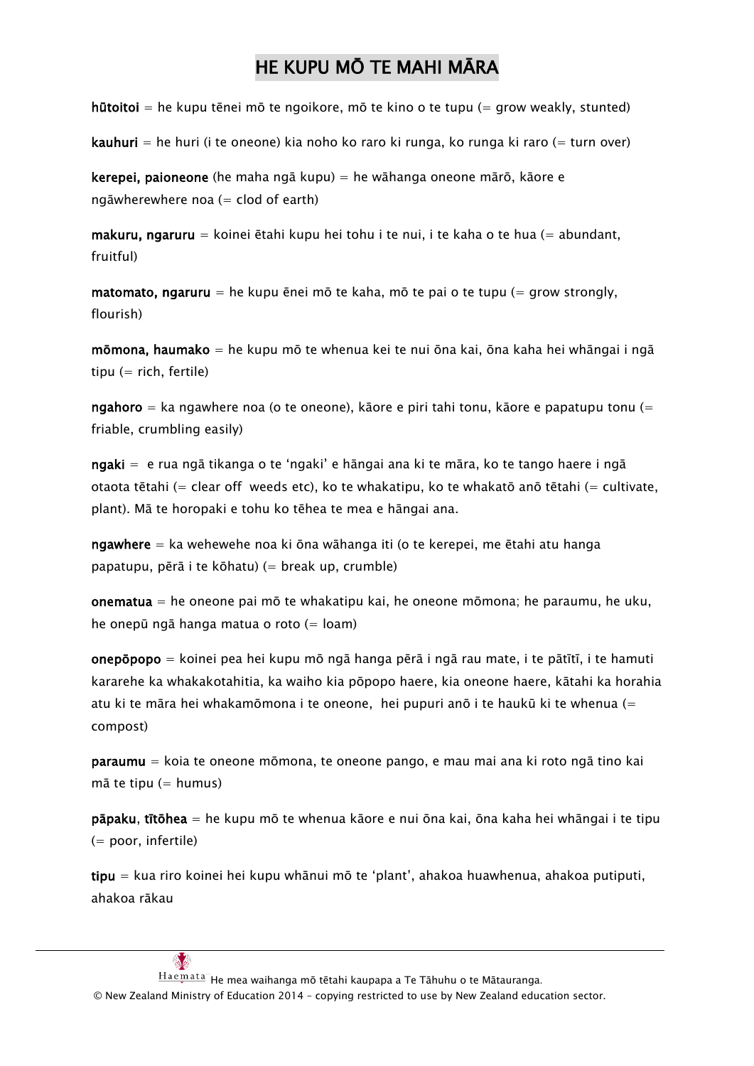# HE KUPU MŌ TE MAHI MĀRA

**hūtoitoi** = he kupu tēnei mō te ngoikore, mō te kino o te tupu (= grow weakly, stunted)

**kauhuri** = he huri (i te oneone) kia noho ko raro ki runga, ko runga ki raro (= turn over)

**kerepei, paioneone** (he maha ngā kupu) = he wāhanga oneone mārō, kāore e ngāwherewhere noa (= clod of earth)

**makuru, ngaruru** = koinei ētahi kupu hei tohu i te nui, i te kaha o te hua (= abundant, fruitful)

**matomato, ngaruru** = he kupu ēnei mō te kaha, mō te pai o te tupu (= grow strongly, flourish)

**mōmona, haumako** = he kupu mō te whenua kei te nui ōna kai, ōna kaha hei whāngai i ngā tipu (= rich, fertile)

**ngahoro** = ka ngawhere noa (o te oneone), kāore e piri tahi tonu, kāore e papatupu tonu (= friable, crumbling easily)

**ngaki** = e rua ngā tikanga o te 'ngaki' e hāngai ana ki te māra, ko te tango haere i ngā otaota tētahi (= clear off weeds etc), ko te whakatipu, ko te whakatō anō tētahi (= cultivate, plant). Mā te horopaki e tohu ko tēhea te mea e hāngai ana.

**ngawhere** = ka wehewehe noa ki ōna wāhanga iti (o te kerepei, me ētahi atu hanga papatupu, pērā i te kōhatu) (= break up, crumble)

**onematua** = he oneone pai mō te whakatipu kai, he oneone mōmona; he paraumu, he uku, he onepū ngā hanga matua o roto (= loam)

**onepōpopo** = koinei pea hei kupu mō ngā hanga pērā i ngā rau mate, i te pātītī, i te hamuti kararehe ka whakakotahitia, ka waiho kia pōpopo haere, kia oneone haere, kātahi ka horahia atu ki te māra hei whakamōmona i te oneone, hei pupuri anō i te haukū ki te whenua (= compost)

**paraumu** = koia te oneone mōmona, te oneone pango, e mau mai ana ki roto ngā tino kai mā te tipu (= humus)

**pāpaku, tītōhea** = he kupu mō te whenua kāore e nui ōna kai, ōna kaha hei whāngai i te tipu (= poor, infertile)

**tipu** = kua riro koinei hei kupu whānui mō te 'plant', ahakoa huawhenua, ahakoa putiputi, ahakoa rākau

Haemata He mea waihanga mō tētahi kaupapa a Te Tāhuhu o te Mātauranga.
© New Zealand Ministry of Education 2014 – copying restricted to use by New Zealand education sector.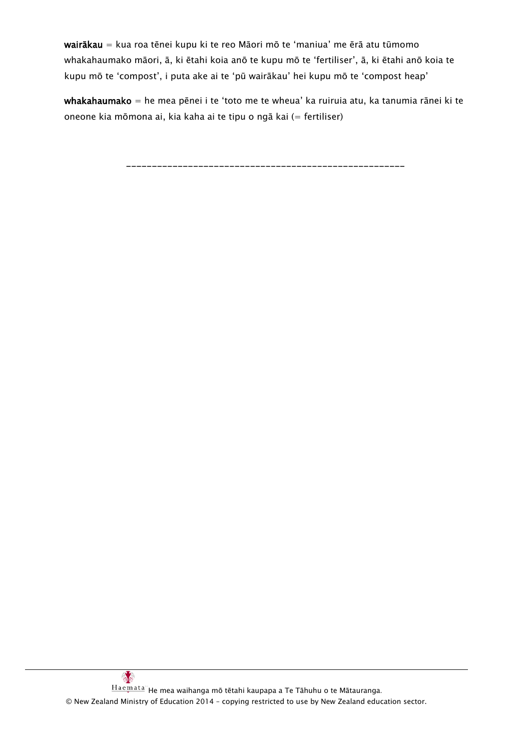**wairākau** = kua roa tēnei kupu ki te reo Māori mō te 'maniua' me ērā atu tūmomo whakahaumako māori, ā, ki ētahi koia anō te kupu mō te 'fertiliser', ā, ki ētahi anō koia te kupu mō te 'compost', i puta ake ai te 'pū wairākau' hei kupu mō te 'compost heap'

**whakahaumako** = he mea pēnei i te 'toto me te wheua' ka ruiruia atu, ka tanumia rānei ki te oneone kia mōmona ai, kia kaha ai te tipu o ngā kai (= fertiliser)

\_\_\_\_\_\_\_\_\_\_\_\_\_\_\_\_\_\_\_\_\_\_\_\_\_\_\_\_\_\_\_\_\_\_\_\_\_\_\_\_\_\_\_\_\_\_\_\_\_\_\_\_\_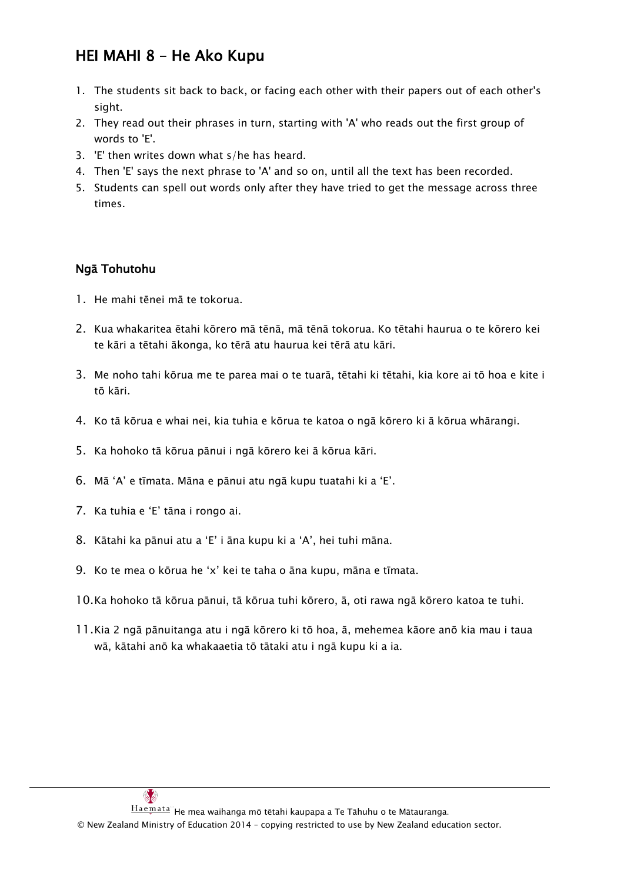## HEI MAHI 8 – He Ako Kupu

1. The students sit back to back, or facing each other with their papers out of each other's sight.
2. They read out their phrases in turn, starting with 'A' who reads out the first group of words to 'E'.
3. 'E' then writes down what s/he has heard.
4. Then 'E' says the next phrase to 'A' and so on, until all the text has been recorded.
5. Students can spell out words only after they have tried to get the message across three times.

### Ngā Tohutohu

1. He mahi tēnei mā te tokorua.
2. Kua whakaritea ētahi kōrero mā tēnā, mā tēnā tokorua. Ko tētahi haurua o te kōrero kei te kāri a tētahi ākonga, ko tērā atu haurua kei tērā atu kāri.
3. Me noho tahi kōrua me te parea mai o te tuarā, tētahi ki tētahi, kia kore ai tō hoa e kite i tō kāri.
4. Ko tā kōrua e whai nei, kia tuhia e kōrua te katoa o ngā kōrero ki ā kōrua whārangi.
5. Ka hohoko tā kōrua pānui i ngā kōrero kei ā kōrua kāri.
6. Mā 'A' e tīmata. Māna e pānui atu ngā kupu tuatahi ki a 'E'.
7. Ka tuhia e 'E' tāna i rongo ai.
8. Kātahi ka pānui atu a 'E' i āna kupu ki a 'A', hei tuhi māna.
9. Ko te mea o kōrua he 'x' kei te taha o āna kupu, māna e tīmata.
10. Ka hohoko tā kōrua pānui, tā kōrua tuhi kōrero, ā, oti rawa ngā kōrero katoa te tuhi.
11. Kia 2 ngā pānuitanga atu i ngā kōrero ki tō hoa, ā, mehemea kāore anō kia mau i taua wā, kātahi anō ka whakaaetia tō tātaki atu i ngā kupu ki a ia.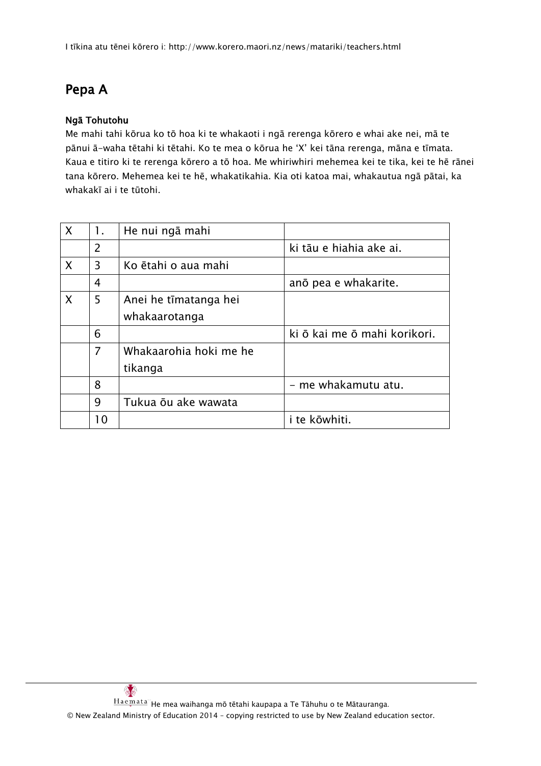I tīkina atu tēnei kōrero i: http://www.korero.maori.nz/news/matariki/teachers.html

## Pepa A

**Ngā Tohutohu**

Me mahi tahi kōrua ko tō hoa ki te whakaoti i ngā rerenga kōrero e whai ake nei, mā te pānui ā-waha tētahi ki tētahi. Ko te mea o kōrua he 'X' kei tāna rerenga, māna e tīmata. Kaua e titiro ki te rerenga kōrero a tō hoa. Me whiriwhiri mehemea kei te tika, kei te hē rānei tana kōrero. Mehemea kei te hē, whakatikahia. Kia oti katoa mai, whakautua ngā pātai, ka whakakī ai i te tūtohi.

| | | | |
|---|---|---|---|
| X | 1. | He nui ngā mahi | |
| | 2 | | ki tāu e hiahia ake ai. |
| X | 3 | Ko ētahi o aua mahi | |
| | 4 | | anō pea e whakarite. |
| X | 5 | Anei he tīmatanga hei whakaarotanga | |
| | 6 | | ki ō kai me ō mahi korikori. |
| | 7 | Whakaarohia hoki me he tikanga | |
| | 8 | | - me whakamutu atu. |
| | 9 | Tukua ōu ake wawata | |
| | 10 | | i te kōwhiti. |

He mea waihanga mō tētahi kaupapa a Te Tāhuhu o te Mātauranga.
© New Zealand Ministry of Education 2014 – copying restricted to use by New Zealand education sector.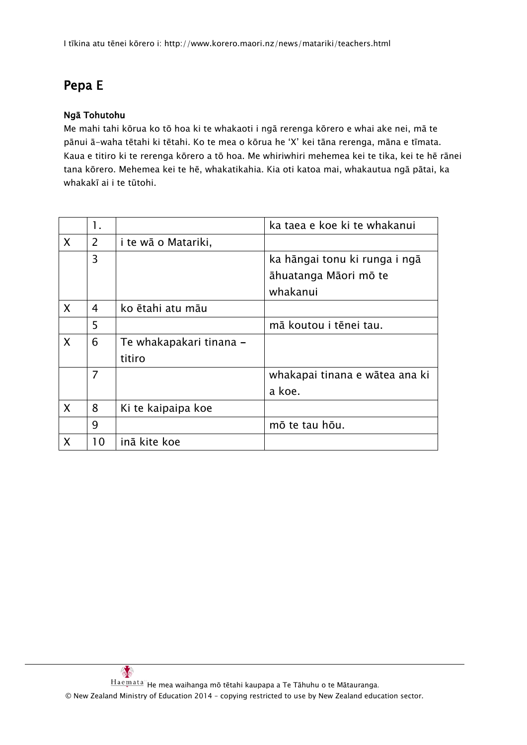I tīkina atu tēnei kōrero i: http://www.korero.maori.nz/news/matariki/teachers.html

# Pepa E

**Ngā Tohutohu**

Me mahi tahi kōrua ko tō hoa ki te whakaoti i ngā rerenga kōrero e whai ake nei, mā te pānui ā-waha tētahi ki tētahi. Ko te mea o kōrua he 'X' kei tāna rerenga, māna e tīmata. Kaua e titiro ki te rerenga kōrero a tō hoa. Me whiriwhiri mehemea kei te tika, kei te hē rānei tana kōrero. Mehemea kei te hē, whakatikahia. Kia oti katoa mai, whakautua ngā pātai, ka whakakī ai i te tūtohi.

| | | | |
|---|---|---|---|
| | 1. | | ka taea e koe ki te whakanui |
| X | 2 | i te wā o Matariki, | |
| | 3 | | ka hāngai tonu ki runga i ngā āhuatanga Māori mō te whakanui |
| X | 4 | ko ētahi atu māu | |
| | 5 | | mā koutou i tēnei tau. |
| X | 6 | Te whakapakari tinana – titiro | |
| | 7 | | whakapai tinana e wātea ana ki a koe. |
| X | 8 | Ki te kaipaipa koe | |
| | 9 | | mō te tau hōu. |
| X | 10 | inā kite koe | |

He mea waihanga mō tētahi kaupapa a Te Tāhuhu o te Mātauranga.

© New Zealand Ministry of Education 2014 – copying restricted to use by New Zealand education sector.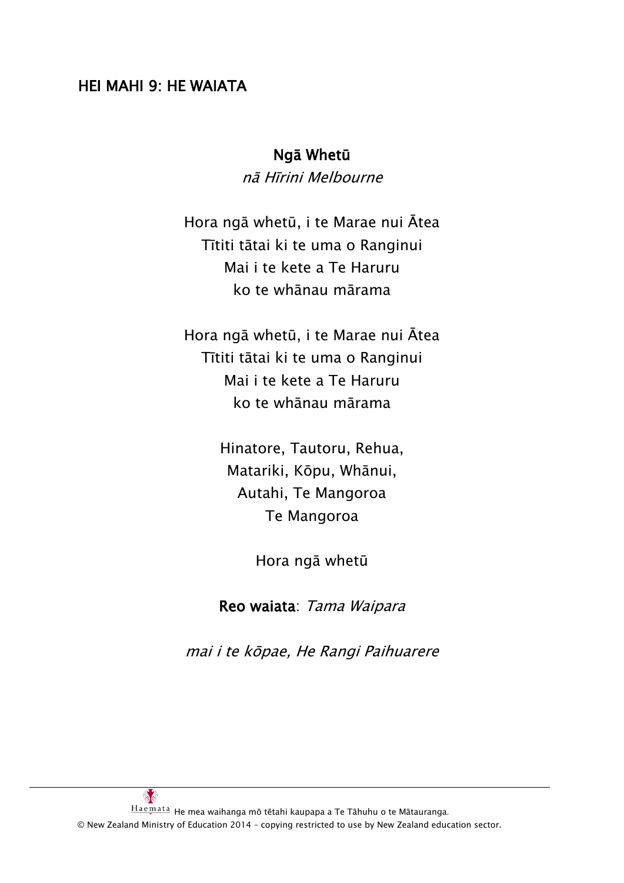## HEI MAHI 9: HE WAIATA

**Ngā Whetū**

*nā Hīrini Melbourne*

Hora ngā whetū, i te Marae nui Ātea
Tītiti tātai ki te uma o Ranginui
Mai i te kete a Te Haruru
ko te whānau mārama

Hora ngā whetū, i te Marae nui Ātea
Tītiti tātai ki te uma o Ranginui
Mai i te kete a Te Haruru
ko te whānau mārama

Hinatore, Tautoru, Rehua,
Matariki, Kōpu, Whānui,
Autahi, Te Mangoroa
Te Mangoroa

Hora ngā whetū

**Reo waiata**: *Tama Waipara*

*mai i te kōpae, He Rangi Paihuarere*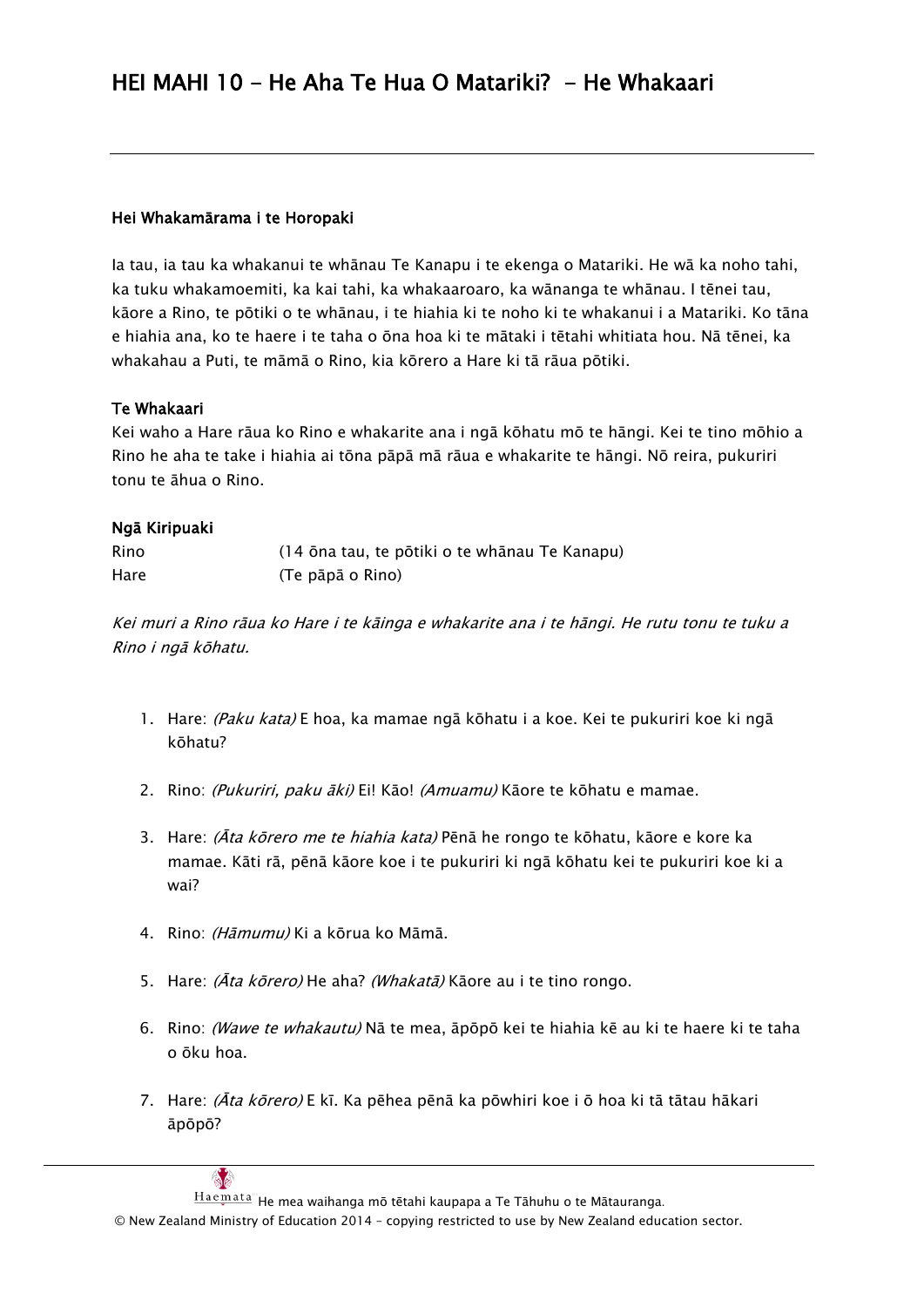# HEI MAHI 10 - He Aha Te Hua O Matariki? - He Whakaari

**Hei Whakamārama i te Horopaki**

Ia tau, ia tau ka whakanui te whānau Te Kanapu i te ekenga o Matariki. He wā ka noho tahi, ka tuku whakamoemiti, ka kai tahi, ka whakaaroaro, ka wānanga te whānau. I tēnei tau, kāore a Rino, te pōtiki o te whānau, i te hiahia ki te noho ki te whakanui i a Matariki. Ko tāna e hiahia ana, ko te haere i te taha o ōna hoa ki te mātaki i tētahi whitiata hou. Nā tēnei, ka whakahau a Puti, te māmā o Rino, kia kōrero a Hare ki tā rāua pōtiki.

**Te Whakaari**

Kei waho a Hare rāua ko Rino e whakarite ana i ngā kōhatu mō te hāngi. Kei te tino mōhio a Rino he aha te take i hiahia ai tōna pāpā mā rāua e whakarite te hāngi. Nō reira, pukuriri tonu te āhua o Rino.

**Ngā Kiripuaki**

| | |
|---|---|
| Rino | (14 ōna tau, te pōtiki o te whānau Te Kanapu) |
| Hare | (Te pāpā o Rino) |

*Kei muri a Rino rāua ko Hare i te kāinga e whakarite ana i te hāngi. He rutu tonu te tuku a Rino i ngā kōhatu.*

1. Hare: *(Paku kata)* E hoa, ka mamae ngā kōhatu i a koe. Kei te pukuriri koe ki ngā kōhatu?
2. Rino: *(Pukuriri, paku āki)* Ei! Kāo! *(Amuamu)* Kāore te kōhatu e mamae.
3. Hare: *(Āta kōrero me te hiahia kata)* Pēnā he rongo te kōhatu, kāore e kore ka mamae. Kāti rā, pēnā kāore koe i te pukuriri ki ngā kōhatu kei te pukuriri koe ki a wai?
4. Rino: *(Hāmumu)* Ki a kōrua ko Māmā.
5. Hare: *(Āta kōrero)* He aha? *(Whakatā)* Kāore au i te tino rongo.
6. Rino: *(Wawe te whakautu)* Nā te mea, āpōpō kei te hiahia kē au ki te haere ki te taha o ōku hoa.
7. Hare: *(Āta kōrero)* E kī. Ka pēhea pēnā ka pōwhiri koe i ō hoa ki tā tātau hākari āpōpō?

He mea waihanga mō tētahi kaupapa a Te Tāhuhu o te Mātauranga.
© New Zealand Ministry of Education 2014 – copying restricted to use by New Zealand education sector.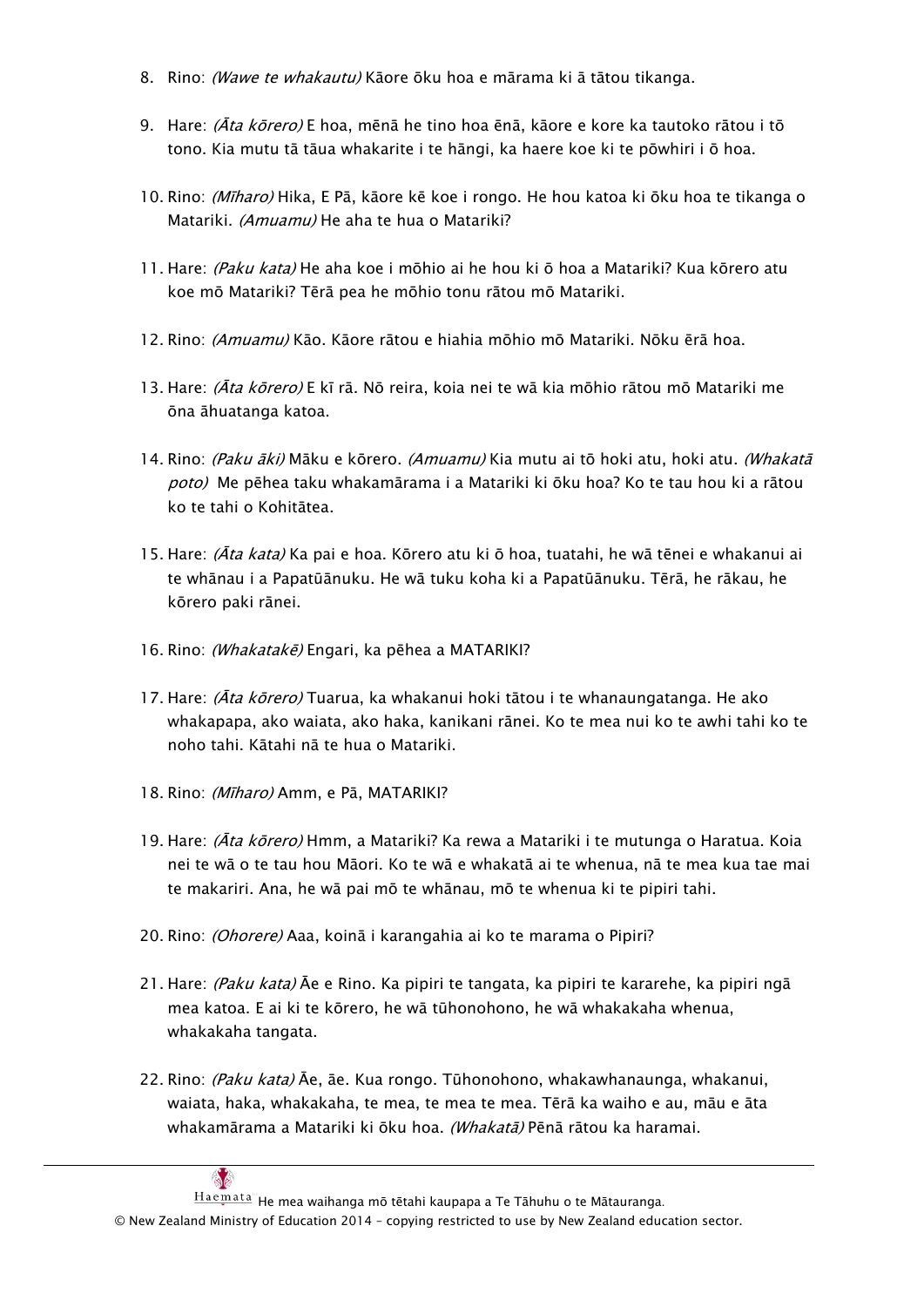8. Rino: *(Wawe te whakautu)* Kāore ōku hoa e mārama ki ā tātou tikanga.

9. Hare: *(Āta kōrero)* E hoa, mēnā he tino hoa ēnā, kāore e kore ka tautoko rātou i tō tono. Kia mutu tā tāua whakarite i te hāngi, ka haere koe ki te pōwhiri i ō hoa.

10. Rino: *(Mīharo)* Hika, E Pā, kāore kē koe i rongo. He hou katoa ki ōku hoa te tikanga o Matariki. *(Amuamu)* He aha te hua o Matariki?

11. Hare: *(Paku kata)* He aha koe i mōhio ai he hou ki ō hoa a Matariki? Kua kōrero atu koe mō Matariki? Tērā pea he mōhio tonu rātou mō Matariki.

12. Rino: *(Amuamu)* Kāo. Kāore rātou e hiahia mōhio mō Matariki. Nōku ērā hoa.

13. Hare: *(Āta kōrero)* E kī rā. Nō reira, koia nei te wā kia mōhio rātou mō Matariki me ōna āhuatanga katoa.

14. Rino: *(Paku āki)* Māku e kōrero. *(Amuamu)* Kia mutu ai tō hoki atu, hoki atu. *(Whakatā poto)* Me pēhea taku whakamārama i a Matariki ki ōku hoa? Ko te tau hou ki a rātou ko te tahi o Kohitātea.

15. Hare: *(Āta kata)* Ka pai e hoa. Kōrero atu ki ō hoa, tuatahi, he wā tēnei e whakanui ai te whānau i a Papatūānuku. He wā tuku koha ki a Papatūānuku. Tērā, he rākau, he kōrero paki rānei.

16. Rino: *(Whakatakē)* Engari, ka pēhea a MATARIKI?

17. Hare: *(Āta kōrero)* Tuarua, ka whakanui hoki tātou i te whanaungatanga. He ako whakapapa, ako waiata, ako haka, kanikani rānei. Ko te mea nui ko te awhi tahi ko te noho tahi. Kātahi nā te hua o Matariki.

18. Rino: *(Mīharo)* Amm, e Pā, MATARIKI?

19. Hare: *(Āta kōrero)* Hmm, a Matariki? Ka rewa a Matariki i te mutunga o Haratua. Koia nei te wā o te tau hou Māori. Ko te wā e whakatā ai te whenua, nā te mea kua tae mai te makariri. Ana, he wā pai mō te whānau, mō te whenua ki te pipiri tahi.

20. Rino: *(Ohorere)* Aaa, koinā i karangahia ai ko te marama o Pipiri?

21. Hare: *(Paku kata)* Āe e Rino. Ka pipiri te tangata, ka pipiri te kararehe, ka pipiri ngā mea katoa. E ai ki te kōrero, he wā tūhonohono, he wā whakakaha whenua, whakakaha tangata.

22. Rino: *(Paku kata)* Āe, āe. Kua rongo. Tūhonohono, whakawhanaunga, whakanui, waiata, haka, whakakaha, te mea, te mea te mea. Tērā ka waiho e au, māu e āta whakamārama a Matariki ki ōku hoa. *(Whakatā)* Pēnā rātou ka haramai.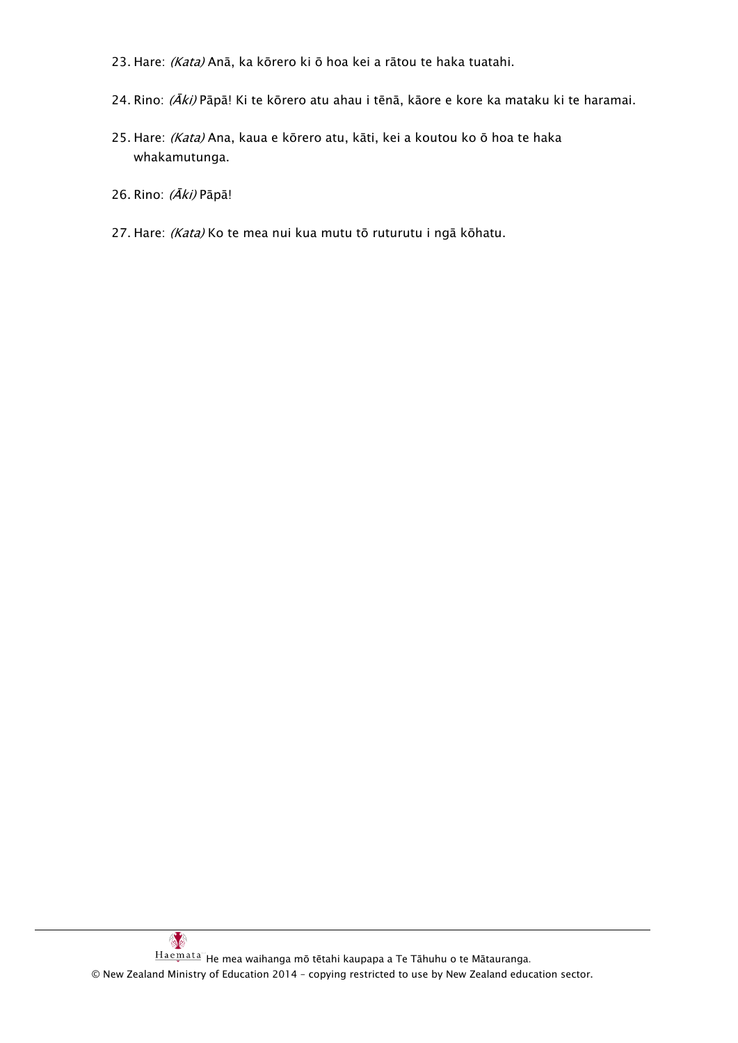23. Hare: *(Kata)* Anā, ka kōrero ki ō hoa kei a rātou te haka tuatahi.

24. Rino: *(Āki)* Pāpā! Ki te kōrero atu ahau i tēnā, kāore e kore ka mataku ki te haramai.

25. Hare: *(Kata)* Ana, kaua e kōrero atu, kāti, kei a koutou ko ō hoa te haka whakamutunga.

26. Rino: *(Āki)* Pāpā!

27. Hare: *(Kata)* Ko te mea nui kua mutu tō ruturutu i ngā kōhatu.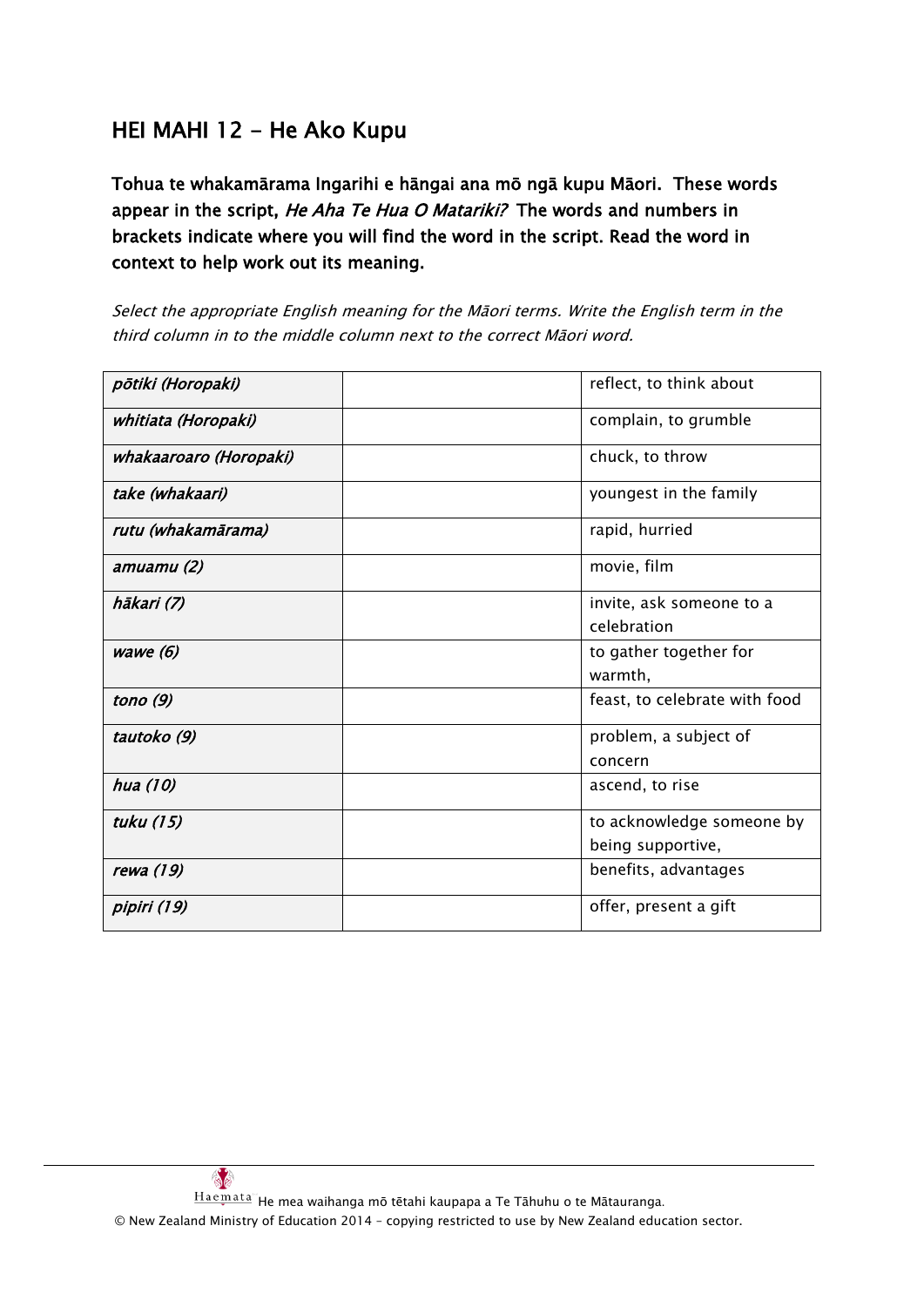## HEI MAHI 12 - He Ako Kupu

**Tohua te whakamārama Ingarihi e hāngai ana mō ngā kupu Māori. These words appear in the script, *He Aha Te Hua O Matariki?* The words and numbers in brackets indicate where you will find the word in the script. Read the word in context to help work out its meaning.**

*Select the appropriate English meaning for the Māori terms. Write the English term in the third column in to the middle column next to the correct Māori word.*

| | | |
|---|---|---|
| *pōtiki (Horopaki)* | | reflect, to think about |
| *whitiata (Horopaki)* | | complain, to grumble |
| *whakaaroaro (Horopaki)* | | chuck, to throw |
| *take (whakaari)* | | youngest in the family |
| *rutu (whakamārama)* | | rapid, hurried |
| *amuamu (2)* | | movie, film |
| *hākari (7)* | | invite, ask someone to a celebration |
| *wawe (6)* | | to gather together for warmth, |
| *tono (9)* | | feast, to celebrate with food |
| *tautoko (9)* | | problem, a subject of concern |
| *hua (10)* | | ascend, to rise |
| *tuku (15)* | | to acknowledge someone by being supportive, |
| *rewa (19)* | | benefits, advantages |
| *pipiri (19)* | | offer, present a gift |

Haemata He mea waihanga mō tētahi kaupapa a Te Tāhuhu o te Mātauranga.
© New Zealand Ministry of Education 2014 – copying restricted to use by New Zealand education sector.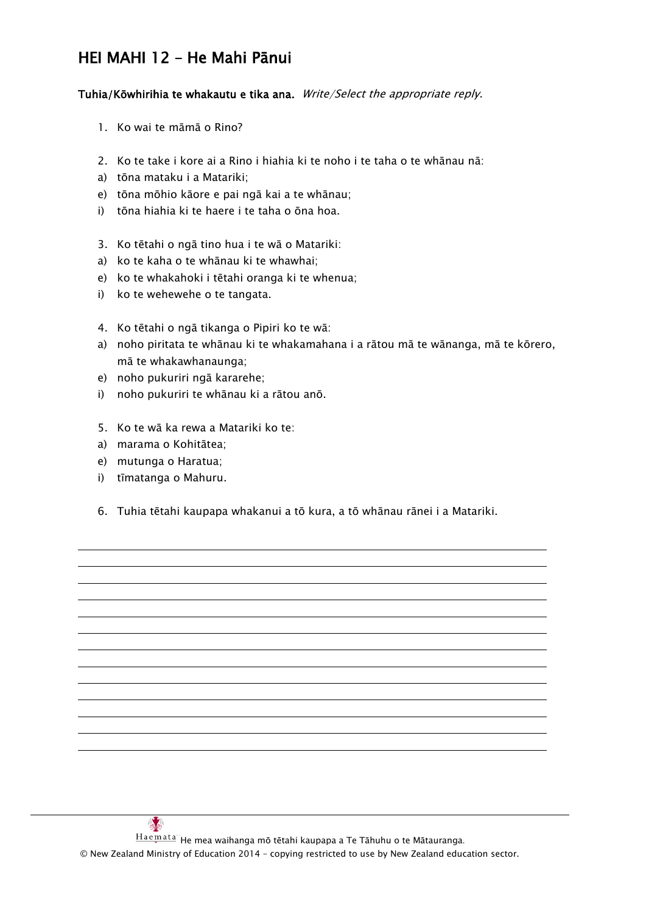## HEI MAHI 12 – He Mahi Pānui

**Tuhia/Kōwhiria te whakautu e tika ana.** *Write/Select the appropriate reply.*

1. Ko wai te māmā o Rino?

2. Ko te take i kore ai a Rino i hiahia ki te noho i te taha o te whānau nā:

a) tōna mataku i a Matariki;

e) tōna mōhio kāore e pai ngā kai a te whānau;

i) tōna hiahia ki te haere i te taha o ōna hoa.

3. Ko tētahi o ngā tino hua i te wā o Matariki:

a) ko te kaha o te whānau ki te whawhai;

e) ko te whakahoki i tētahi oranga ki te whenua;

i) ko te wehewehe o te tangata.

4. Ko tētahi o ngā tikanga o Pipiri ko te wā:

a) noho piritata te whānau ki te whakamahana i a rātou mā te wānanga, mā te kōrero, mā te whakawhanaunga;

e) noho pukuriri ngā kararehe;

i) noho pukuriri te whānau ki a rātou anō.

5. Ko te wā ka rewa a Matariki ko te:

a) marama o Kohitātea;

e) mutunga o Haratua;

i) tīmatanga o Mahuru.

6. Tuhia tētahi kaupapa whakanui a tō kura, a tō whānau rānei i a Matariki.

He mea waihanga mō tētahi kaupapa a Te Tāhuhu o te Mātauranga.

© New Zealand Ministry of Education 2014 – copying restricted to use by New Zealand education sector.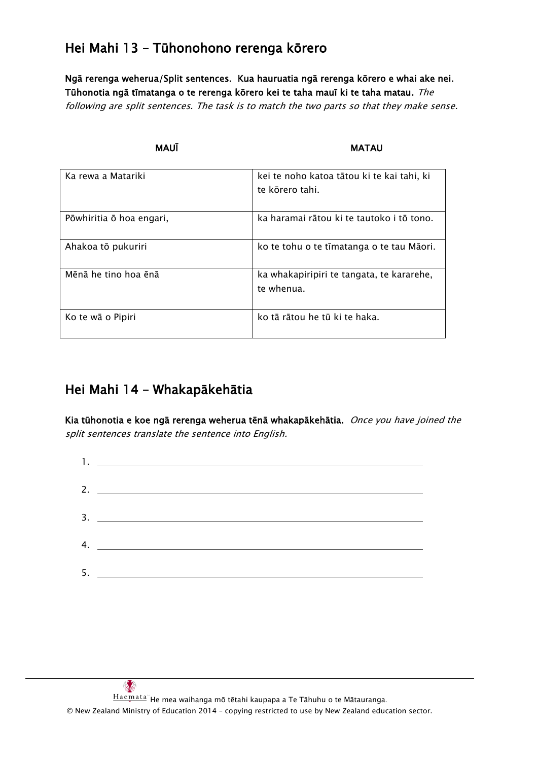## Hei Mahi 13 – Tūhonohono rerenga kōrero

**Ngā rerenga weherua/Split sentences. Kua hauruatia ngā rerenga kōrero e whai ake nei. Tūhonotia ngā tīmatanga o te rerenga kōrero kei te taha mauī ki te taha matau.** *The following are split sentences. The task is to match the two parts so that they make sense.*

| **MAUĪ** | **MATAU** |
|---|---|
| Ka rewa a Matariki | kei te noho katoa tātou ki te kai tahi, ki te kōrero tahi. |
| Pōwhiritia ō hoa engari, | ka haramai rātou ki te tautoko i tō tono. |
| Ahakoa tō pukuriri | ko te tohu o te tīmatanga o te tau Māori. |
| Mēnā he tino hoa ēnā | ka whakapiripiri te tangata, te kararehe, te whenua. |
| Ko te wā o Pipiri | ko tā rātou he tū ki te haka. |

## Hei Mahi 14 – Whakapākehātia

**Kia tūhonotia e koe ngā rerenga weherua tēnā whakapākehātia.** *Once you have joined the split sentences translate the sentence into English.*

1. ____________________

2. ____________________

3. ____________________

4. ____________________

5. ____________________

He mea waihanga mō tētahi kaupapa a Te Tāhuhu o te Mātauranga.
© New Zealand Ministry of Education 2014 – copying restricted to use by New Zealand education sector.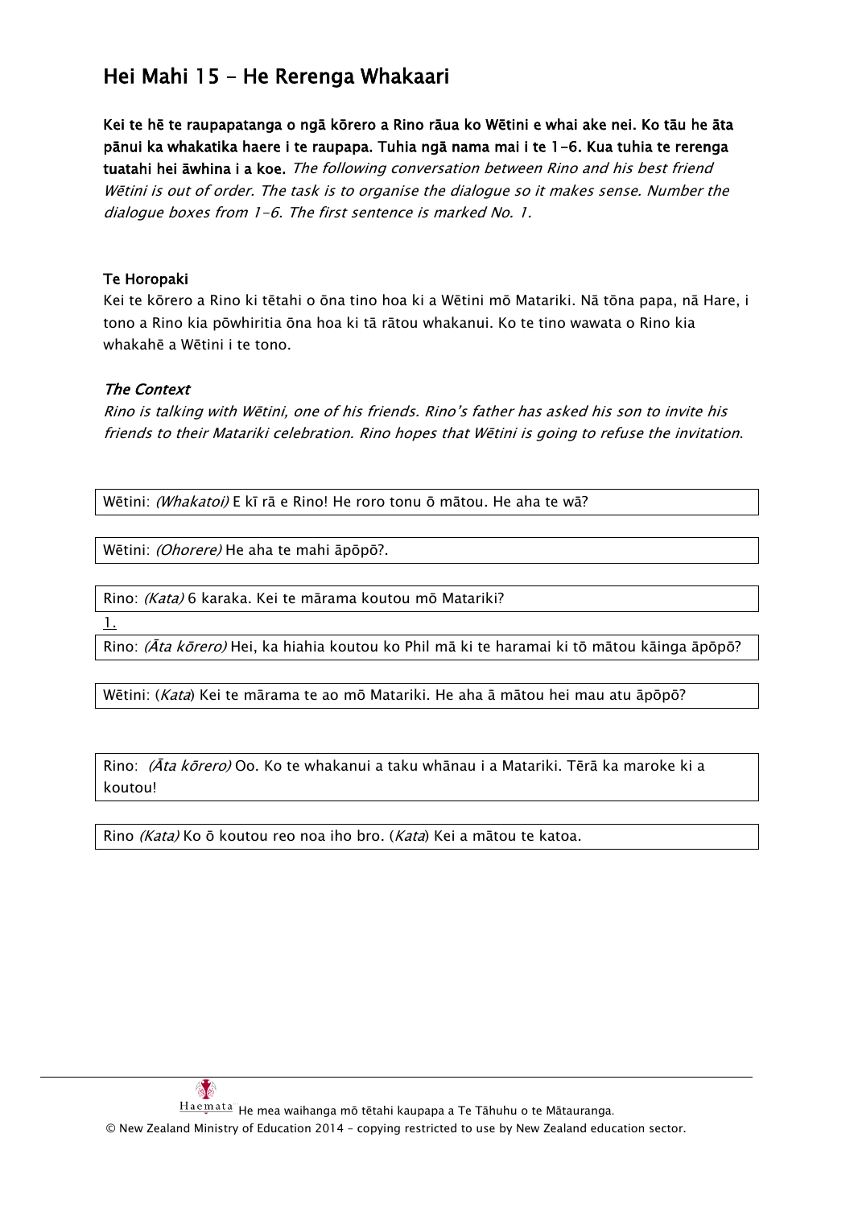## Hei Mahi 15 - He Rerenga Whakaari

**Kei te hē te raupapatanga o ngā kōrero a Rino rāua ko Wētini e whai ake nei. Ko tāu he āta pānui ka whakatika haere i te raupapa. Tuhia ngā nama mai i te 1-6. Kua tuhia te rerenga tuatahi hei āwhina i a koe.** *The following conversation between Rino and his best friend Wētini is out of order. The task is to organise the dialogue so it makes sense. Number the dialogue boxes from 1-6. The first sentence is marked No. 1.*

**Te Horopaki**

Kei te kōrero a Rino ki tētahi o ōna tino hoa ki a Wētini mō Matariki. Nā tōna papa, nā Hare, i tono a Rino kia pōwhiritia ōna hoa ki tā rātou whakanui. Ko te tino wawata o Rino kia whakahē a Wētini i te tono.

***The Context***

*Rino is talking with Wētini, one of his friends. Rino's father has asked his son to invite his friends to their Matariki celebration. Rino hopes that Wētini is going to refuse the invitation.*

| |
|---|
| Wētini: *(Whakatoi)* E kī rā e Rino! He roro tonu ō mātou. He aha te wā? |

| |
|---|
| Wētini: *(Ohorere)* He aha te mahi āpōpō?. |

| |
|---|
| Rino: *(Kata)* 6 karaka. Kei te mārama koutou mō Matariki? |

1.

| |
|---|
| Rino: *(Āta kōrero)* Hei, ka hiahia koutou ko Phil mā ki te haramai ki tō mātou kāinga āpōpō? |

| |
|---|
| Wētini: (*Kata*) Kei te mārama te ao mō Matariki. He aha ā mātou hei mau atu āpōpō? |

| |
|---|
| Rino: *(Āta kōrero)* Oo. Ko te whakanui a taku whānau i a Matariki. Tērā ka maroke ki a koutou! |

| |
|---|
| Rino *(Kata)* Ko ō koutou reo noa iho bro. (*Kata*) Kei a mātou te katoa. |

He mea waihanga mō tētahi kaupapa a Te Tāhuhu o te Mātauranga.
© New Zealand Ministry of Education 2014 – copying restricted to use by New Zealand education sector.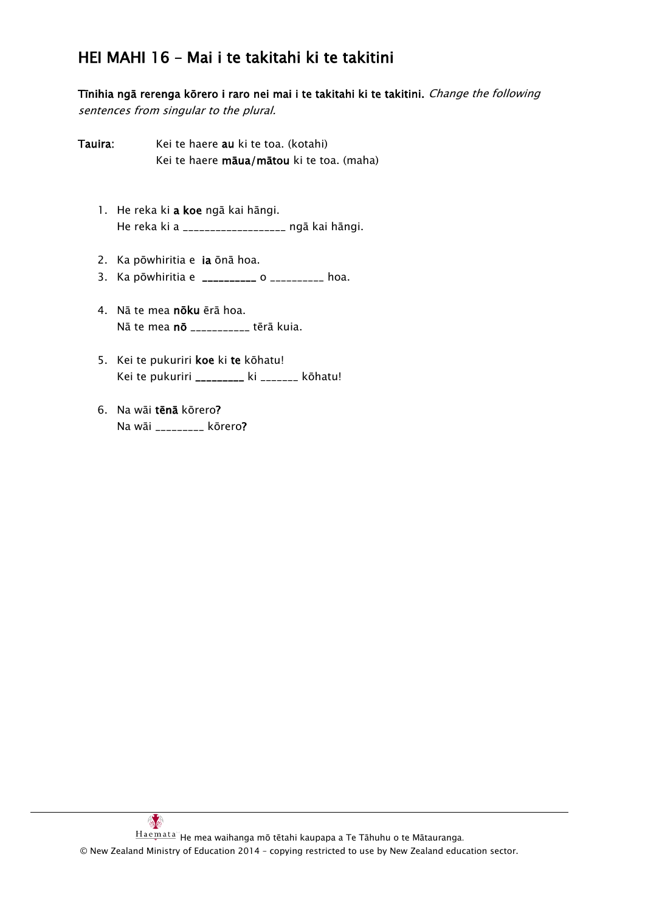## HEI MAHI 16 – Mai i te takitahi ki te takitini

**Tīnihia ngā rerenga kōrero i raro nei mai i te takitahi ki te takitini.** *Change the following sentences from singular to the plural.*

**Tauira:** Kei te haere **au** ki te toa. (kotahi)
Kei te haere **māua/mātou** ki te toa. (maha)

1. He reka ki **a koe** ngā kai hāngi.
   He reka ki a ___________________ ngā kai hāngi.

2. Ka pōwhiritia e **ia** ōnā hoa.
3. Ka pōwhiritia e **__________** o __________ hoa.

4. Nā te mea **nōku** ērā hoa.
   Nā te mea **nō** ___________ tērā kuia.

5. Kei te pukuriri **koe** ki **te** kōhatu!
   Kei te pukuriri **_________** ki _______ kōhatu!

6. Na wāi **tēnā** kōrero**?**
   Na wāi _________ kōrero**?**

Haemata He mea waihanga mō tētahi kaupapa a Te Tāhuhu o te Mātauranga.
© New Zealand Ministry of Education 2014 – copying restricted to use by New Zealand education sector.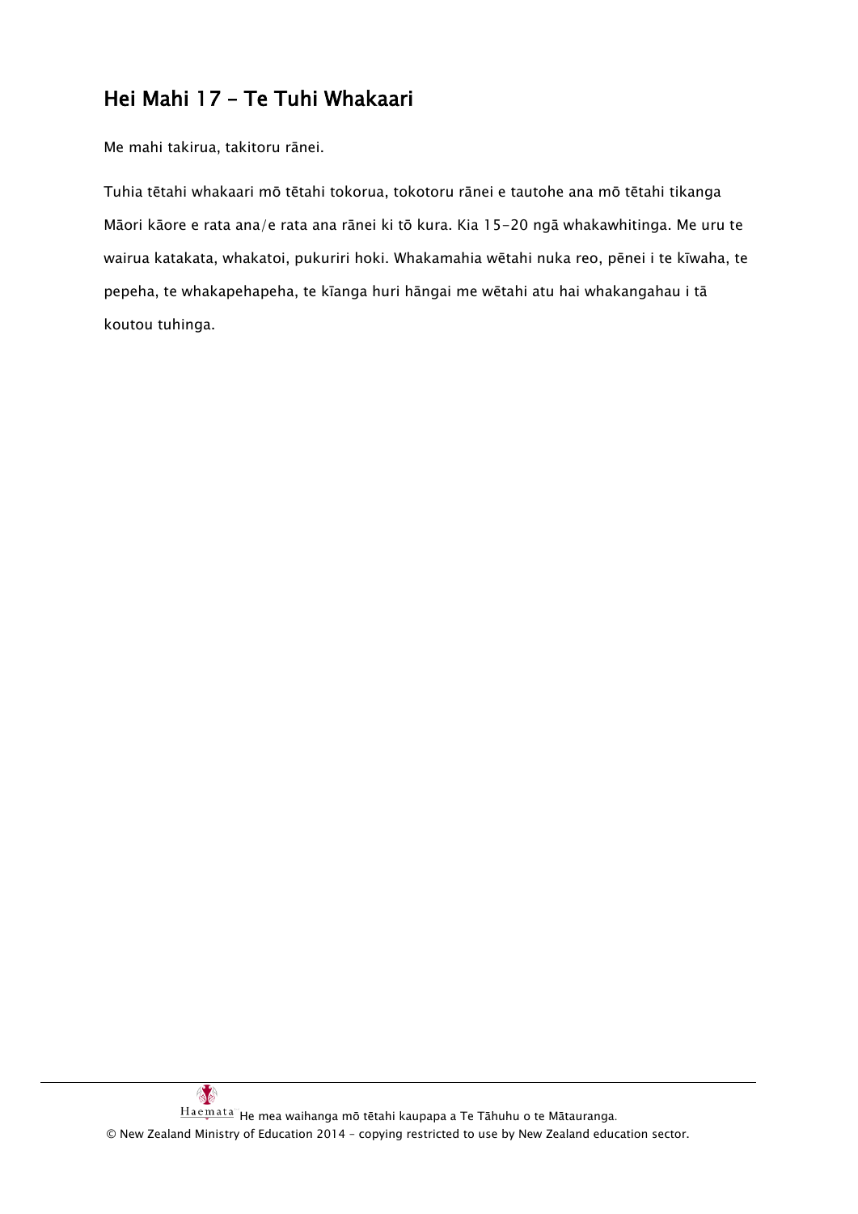## Hei Mahi 17 – Te Tuhi Whakaari

Me mahi takirua, takitoru rānei.

Tuhia tētahi whakaari mō tētahi tokorua, tokotoru rānei e tautohe ana mō tētahi tikanga Māori kāore e rata ana/e rata ana rānei ki tō kura. Kia 15-20 ngā whakawhitinga. Me uru te wairua katakata, whakatoi, pukuriri hoki. Whakamahia wētahi nuka reo, pēnei i te kīwaha, te pepeha, te whakapehapeha, te kīanga huri hāngai me wētahi atu hai whakangahau i tā koutou tuhinga.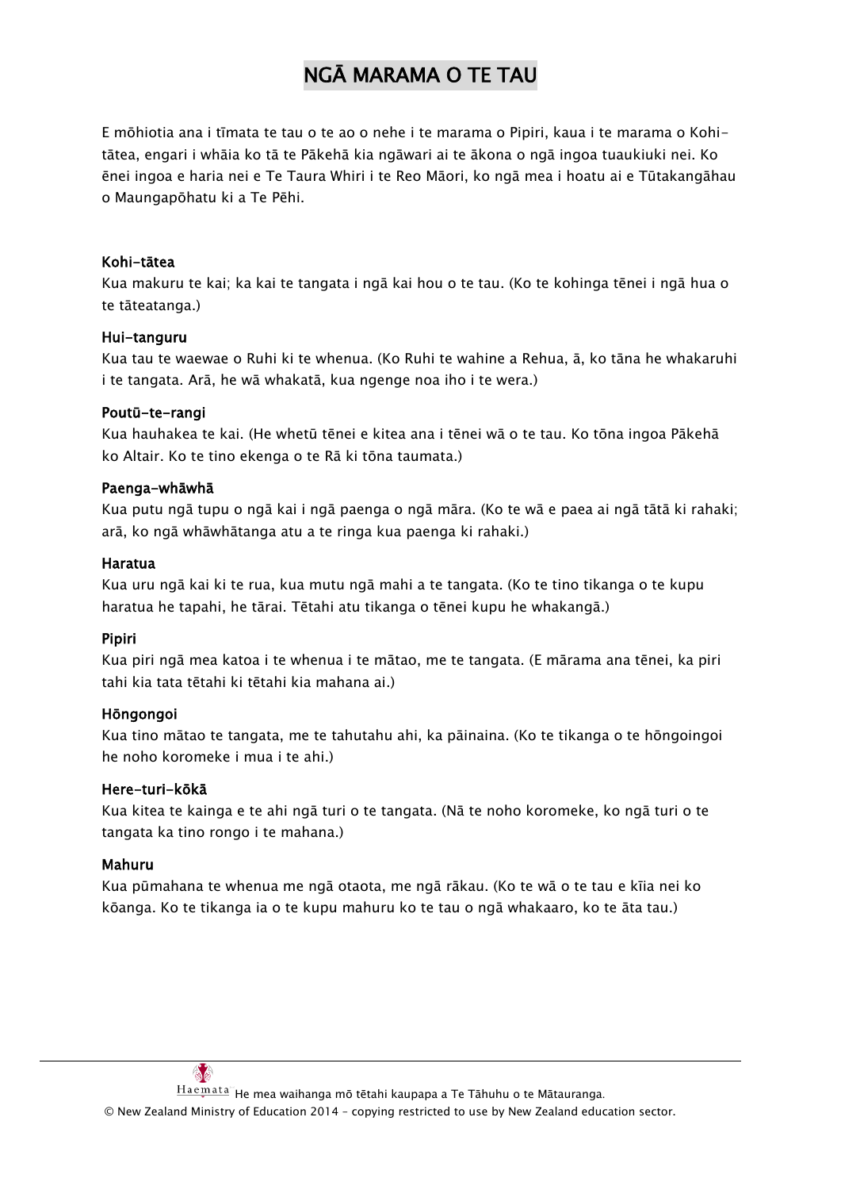# NGĀ MARAMA O TE TAU

E mōhiotia ana i tīmata te tau o te ao o nehe i te marama o Pipiri, kaua i te marama o Kohi-tātea, engari i whāia ko tā te Pākehā kia ngāwari ai te ākona o ngā ingoa tuaukiuki nei. Ko ēnei ingoa e haria nei e Te Taura Whiri i te Reo Māori, ko ngā mea i hoatu ai e Tūtakangāhau o Maungapōhatu ki a Te Pēhi.

**Kohi-tātea**

Kua makuru te kai; ka kai te tangata i ngā kai hou o te tau. (Ko te kohinga tēnei i ngā hua o te tāteatanga.)

**Hui-tanguru**

Kua tau te waewae o Ruhi ki te whenua. (Ko Ruhi te wahine a Rehua, ā, ko tāna he whakaruhi i te tangata. Arā, he wā whakatā, kua ngenge noa iho i te wera.)

**Poutū-te-rangi**

Kua hauhakea te kai. (He whetū tēnei e kitea ana i tēnei wā o te tau. Ko tōna ingoa Pākehā ko Altair. Ko te tino ekenga o te Rā ki tōna taumata.)

**Paenga-whāwhā**

Kua putu ngā tupu o ngā kai i ngā paenga o ngā māra. (Ko te wā e paea ai ngā tātā ki rahaki; arā, ko ngā whāwhātanga atu a te ringa kua paenga ki rahaki.)

**Haratua**

Kua uru ngā kai ki te rua, kua mutu ngā mahi a te tangata. (Ko te tino tikanga o te kupu haratua he tapahi, he tārai. Tētahi atu tikanga o tēnei kupu he whakangā.)

**Pipiri**

Kua piri ngā mea katoa i te whenua i te mātao, me te tangata. (E mārama ana tēnei, ka piri tahi kia tata tētahi ki tētahi kia mahana ai.)

**Hōngongoi**

Kua tino mātao te tangata, me te tahutahu ahi, ka pāinaina. (Ko te tikanga o te hōngoingoi he noho koromeke i mua i te ahi.)

**Here-turi-kōkā**

Kua kitea te kainga e te ahi ngā turi o te tangata. (Nā te noho koromeke, ko ngā turi o te tangata ka tino rongo i te mahana.)

**Mahuru**

Kua pūmahana te whenua me ngā otaota, me ngā rākau. (Ko te wā o te tau e kīia nei ko kōanga. Ko te tikanga ia o te kupu mahuru ko te tau o ngā whakaaro, ko te āta tau.)

Haemata He mea waihanga mō tētahi kaupapa a Te Tāhuhu o te Mātauranga.

© New Zealand Ministry of Education 2014 – copying restricted to use by New Zealand education sector.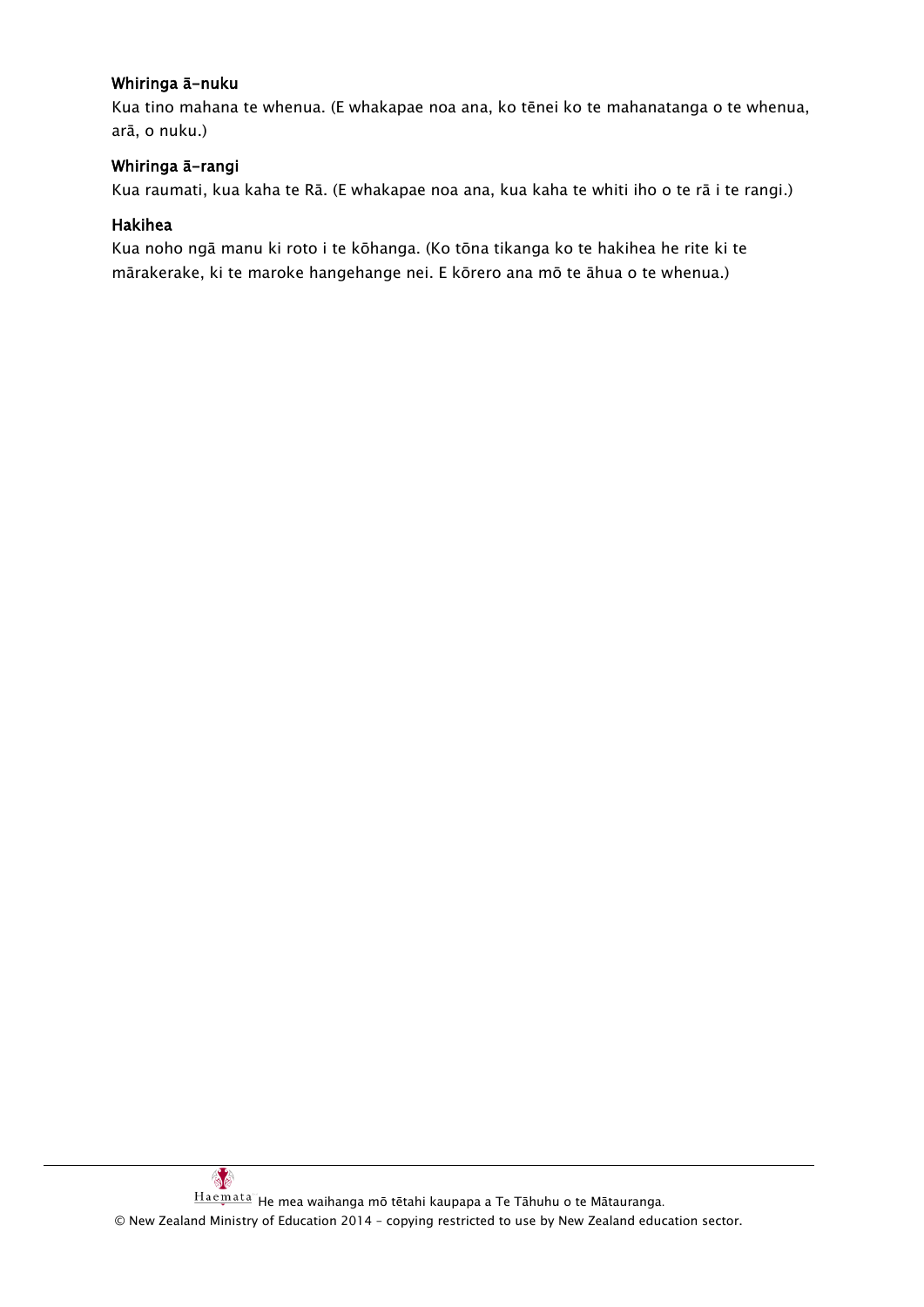### Whiringa ā-nuku

Kua tino mahana te whenua. (E whakapae noa ana, ko tēnei ko te mahanatanga o te whenua, arā, o nuku.)

### Whiringa ā-rangi

Kua raumati, kua kaha te Rā. (E whakapae noa ana, kua kaha te whiti iho o te rā i te rangi.)

### Hakihea

Kua noho ngā manu ki roto i te kōhanga. (Ko tōna tikanga ko te hakihea he rite ki te mārakerake, ki te maroke hangehange nei. E kōrero ana mō te āhua o te whenua.)